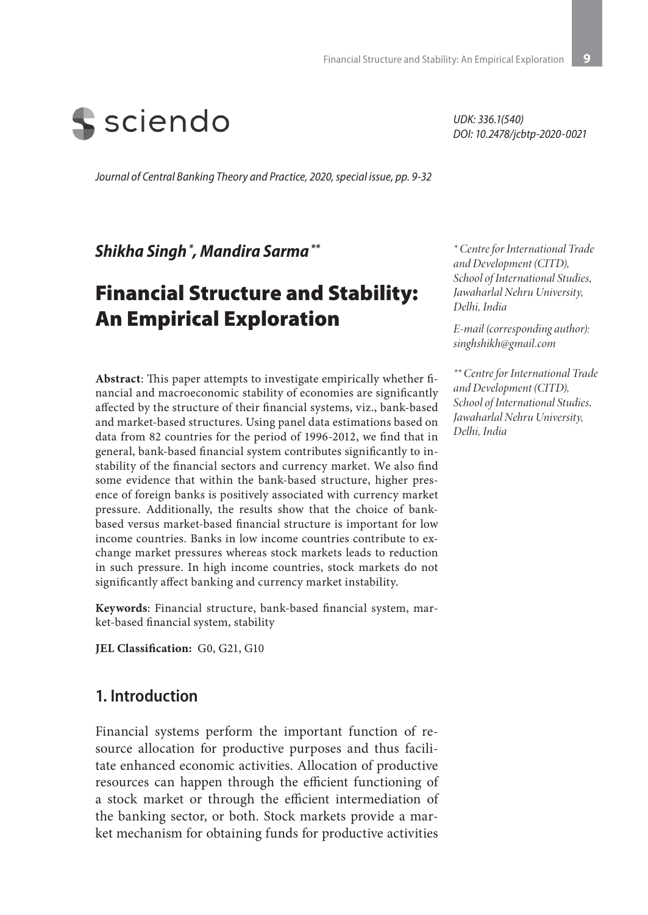sciendo

UDK: 336.1(540)
DOI: 10.2478/jcbtp-2020-0021

*Journal of Central Banking Theory and Practice, 2020, special issue, pp. 9-32*

***Shikha Singh*** [*] ***, Mandira Sarma*** [**]

# Financial Structure and Stability: An Empirical Exploration

*[*] Centre for International Trade and Development (CITD), School of International Studies, Jawaharlal Nehru University, Delhi, India*

*E-mail (corresponding author): singhshikh@gmail.com*

*[**] Centre for International Trade and Development (CITD), School of International Studies, Jawaharlal Nehru University, Delhi, India*

**Abstract**: This paper attempts to investigate empirically whether financial and macroeconomic stability of economies are significantly affected by the structure of their financial systems, viz., bank-based and market-based structures. Using panel data estimations based on data from 82 countries for the period of 1996-2012, we find that in general, bank-based financial system contributes significantly to instability of the financial sectors and currency market. We also find some evidence that within the bank-based structure, higher presence of foreign banks is positively associated with currency market pressure. Additionally, the results show that the choice of bank-based versus market-based financial structure is important for low income countries. Banks in low income countries contribute to exchange market pressures whereas stock markets leads to reduction in such pressure. In high income countries, stock markets do not significantly affect banking and currency market instability.

**Keywords**: Financial structure, bank-based financial system, market-based financial system, stability

**JEL Classification:** G0, G21, G10

## 1. Introduction

Financial systems perform the important function of resource allocation for productive purposes and thus facilitate enhanced economic activities. Allocation of productive resources can happen through the efficient functioning of a stock market or through the efficient intermediation of the banking sector, or both. Stock markets provide a market mechanism for obtaining funds for productive activities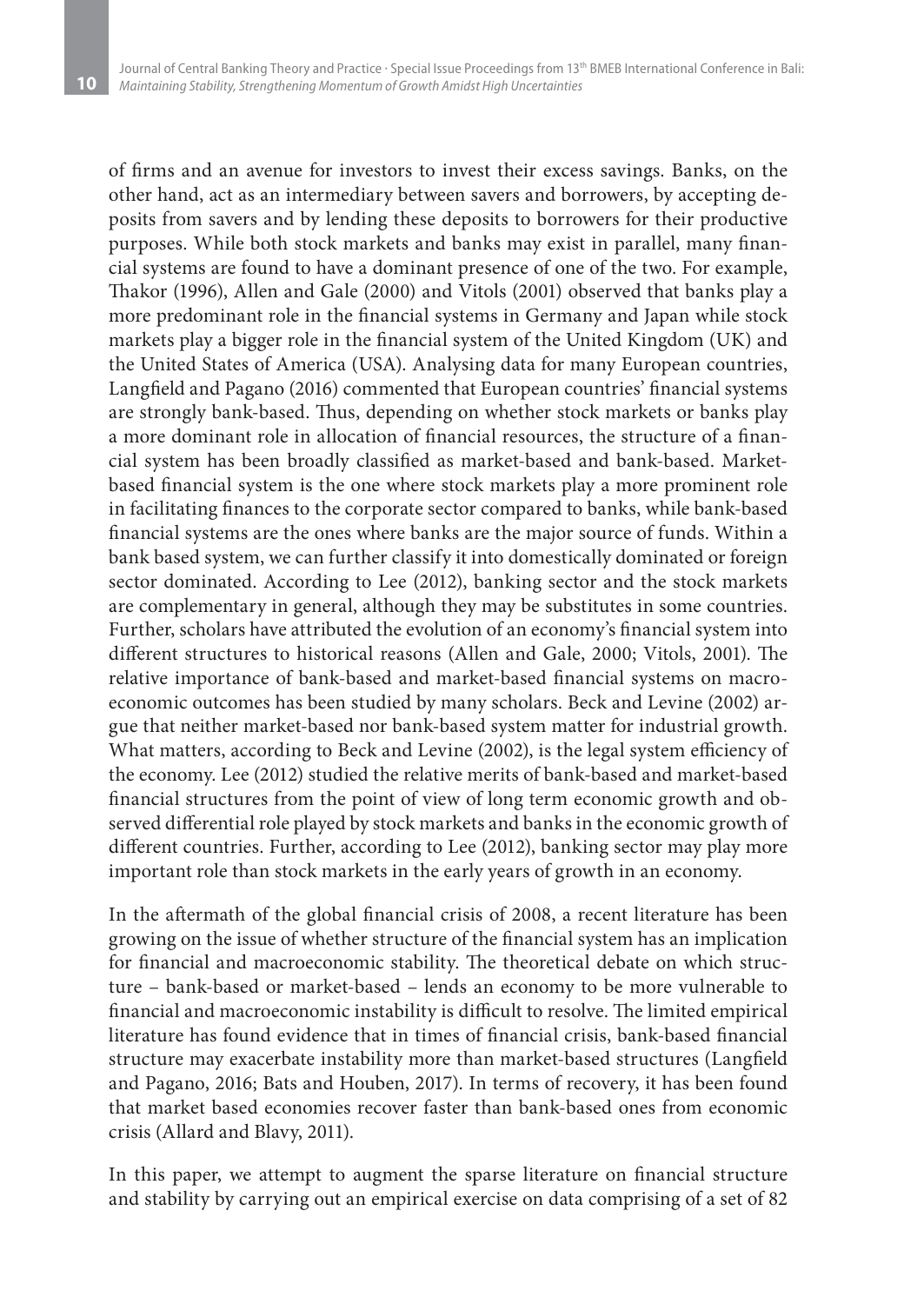of firms and an avenue for investors to invest their excess savings. Banks, on the other hand, act as an intermediary between savers and borrowers, by accepting deposits from savers and by lending these deposits to borrowers for their productive purposes. While both stock markets and banks may exist in parallel, many financial systems are found to have a dominant presence of one of the two. For example, Thakor (1996), Allen and Gale (2000) and Vitols (2001) observed that banks play a more predominant role in the financial systems in Germany and Japan while stock markets play a bigger role in the financial system of the United Kingdom (UK) and the United States of America (USA). Analysing data for many European countries, Langfield and Pagano (2016) commented that European countries' financial systems are strongly bank-based. Thus, depending on whether stock markets or banks play a more dominant role in allocation of financial resources, the structure of a financial system has been broadly classified as market-based and bank-based. Market-based financial system is the one where stock markets play a more prominent role in facilitating finances to the corporate sector compared to banks, while bank-based financial systems are the ones where banks are the major source of funds. Within a bank based system, we can further classify it into domestically dominated or foreign sector dominated. According to Lee (2012), banking sector and the stock markets are complementary in general, although they may be substitutes in some countries. Further, scholars have attributed the evolution of an economy's financial system into different structures to historical reasons (Allen and Gale, 2000; Vitols, 2001). The relative importance of bank-based and market-based financial systems on macroeconomic outcomes has been studied by many scholars. Beck and Levine (2002) argue that neither market-based nor bank-based system matter for industrial growth. What matters, according to Beck and Levine (2002), is the legal system efficiency of the economy. Lee (2012) studied the relative merits of bank-based and market-based financial structures from the point of view of long term economic growth and observed differential role played by stock markets and banks in the economic growth of different countries. Further, according to Lee (2012), banking sector may play more important role than stock markets in the early years of growth in an economy.

In the aftermath of the global financial crisis of 2008, a recent literature has been growing on the issue of whether structure of the financial system has an implication for financial and macroeconomic stability. The theoretical debate on which structure – bank-based or market-based – lends an economy to be more vulnerable to financial and macroeconomic instability is difficult to resolve. The limited empirical literature has found evidence that in times of financial crisis, bank-based financial structure may exacerbate instability more than market-based structures (Langfield and Pagano, 2016; Bats and Houben, 2017). In terms of recovery, it has been found that market based economies recover faster than bank-based ones from economic crisis (Allard and Blavy, 2011).

In this paper, we attempt to augment the sparse literature on financial structure and stability by carrying out an empirical exercise on data comprising of a set of 82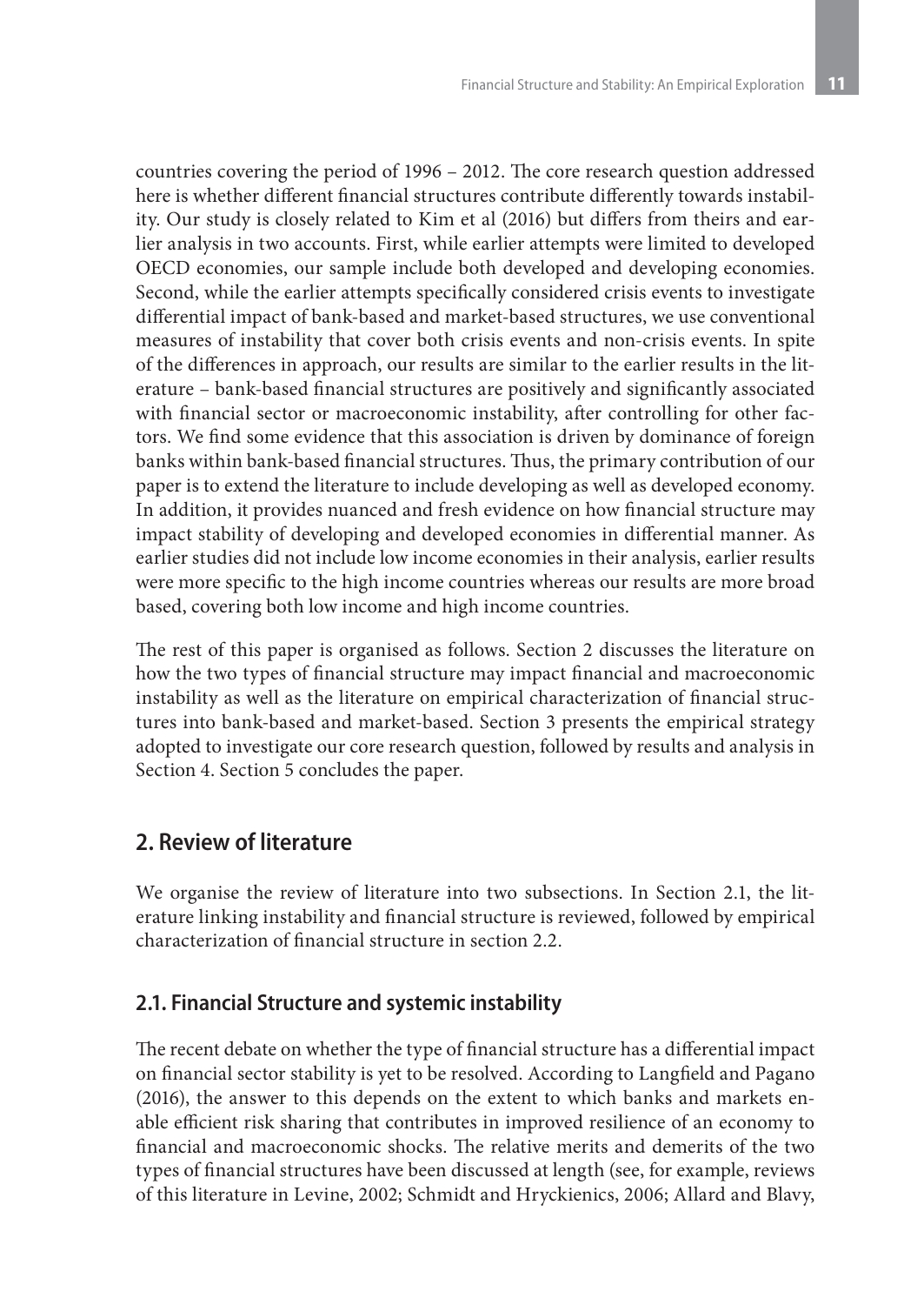countries covering the period of 1996 – 2012. The core research question addressed here is whether different financial structures contribute differently towards instability. Our study is closely related to Kim et al (2016) but differs from theirs and earlier analysis in two accounts. First, while earlier attempts were limited to developed OECD economies, our sample include both developed and developing economies. Second, while the earlier attempts specifically considered crisis events to investigate differential impact of bank-based and market-based structures, we use conventional measures of instability that cover both crisis events and non-crisis events. In spite of the differences in approach, our results are similar to the earlier results in the literature – bank-based financial structures are positively and significantly associated with financial sector or macroeconomic instability, after controlling for other factors. We find some evidence that this association is driven by dominance of foreign banks within bank-based financial structures. Thus, the primary contribution of our paper is to extend the literature to include developing as well as developed economy. In addition, it provides nuanced and fresh evidence on how financial structure may impact stability of developing and developed economies in differential manner. As earlier studies did not include low income economies in their analysis, earlier results were more specific to the high income countries whereas our results are more broad based, covering both low income and high income countries.

The rest of this paper is organised as follows. Section 2 discusses the literature on how the two types of financial structure may impact financial and macroeconomic instability as well as the literature on empirical characterization of financial structures into bank-based and market-based. Section 3 presents the empirical strategy adopted to investigate our core research question, followed by results and analysis in Section 4. Section 5 concludes the paper.

## 2. Review of literature

We organise the review of literature into two subsections. In Section 2.1, the literature linking instability and financial structure is reviewed, followed by empirical characterization of financial structure in section 2.2.

### 2.1. Financial Structure and systemic instability

The recent debate on whether the type of financial structure has a differential impact on financial sector stability is yet to be resolved. According to Langfield and Pagano (2016), the answer to this depends on the extent to which banks and markets enable efficient risk sharing that contributes in improved resilience of an economy to financial and macroeconomic shocks. The relative merits and demerits of the two types of financial structures have been discussed at length (see, for example, reviews of this literature in Levine, 2002; Schmidt and Hryckienics, 2006; Allard and Blavy,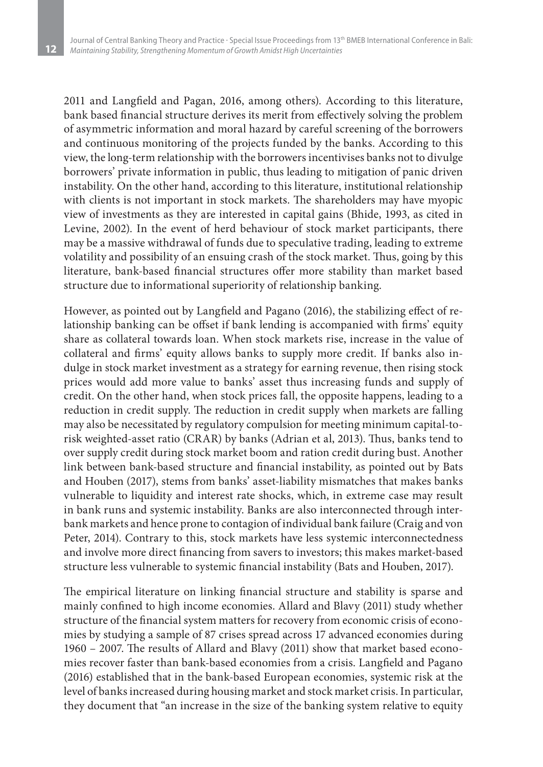2011 and Langfield and Pagan, 2016, among others). According to this literature, bank based financial structure derives its merit from effectively solving the problem of asymmetric information and moral hazard by careful screening of the borrowers and continuous monitoring of the projects funded by the banks. According to this view, the long-term relationship with the borrowers incentivises banks not to divulge borrowers' private information in public, thus leading to mitigation of panic driven instability. On the other hand, according to this literature, institutional relationship with clients is not important in stock markets. The shareholders may have myopic view of investments as they are interested in capital gains (Bhide, 1993, as cited in Levine, 2002). In the event of herd behaviour of stock market participants, there may be a massive withdrawal of funds due to speculative trading, leading to extreme volatility and possibility of an ensuing crash of the stock market. Thus, going by this literature, bank-based financial structures offer more stability than market based structure due to informational superiority of relationship banking.

However, as pointed out by Langfield and Pagano (2016), the stabilizing effect of relationship banking can be offset if bank lending is accompanied with firms' equity share as collateral towards loan. When stock markets rise, increase in the value of collateral and firms' equity allows banks to supply more credit. If banks also indulge in stock market investment as a strategy for earning revenue, then rising stock prices would add more value to banks' asset thus increasing funds and supply of credit. On the other hand, when stock prices fall, the opposite happens, leading to a reduction in credit supply. The reduction in credit supply when markets are falling may also be necessitated by regulatory compulsion for meeting minimum capital-to-risk weighted-asset ratio (CRAR) by banks (Adrian et al, 2013). Thus, banks tend to over supply credit during stock market boom and ration credit during bust. Another link between bank-based structure and financial instability, as pointed out by Bats and Houben (2017), stems from banks' asset-liability mismatches that makes banks vulnerable to liquidity and interest rate shocks, which, in extreme case may result in bank runs and systemic instability. Banks are also interconnected through inter-bank markets and hence prone to contagion of individual bank failure (Craig and von Peter, 2014). Contrary to this, stock markets have less systemic interconnectedness and involve more direct financing from savers to investors; this makes market-based structure less vulnerable to systemic financial instability (Bats and Houben, 2017).

The empirical literature on linking financial structure and stability is sparse and mainly confined to high income economies. Allard and Blavy (2011) study whether structure of the financial system matters for recovery from economic crisis of economies by studying a sample of 87 crises spread across 17 advanced economies during 1960 – 2007. The results of Allard and Blavy (2011) show that market based economies recover faster than bank-based economies from a crisis. Langfield and Pagano (2016) established that in the bank-based European economies, systemic risk at the level of banks increased during housing market and stock market crisis. In particular, they document that "an increase in the size of the banking system relative to equity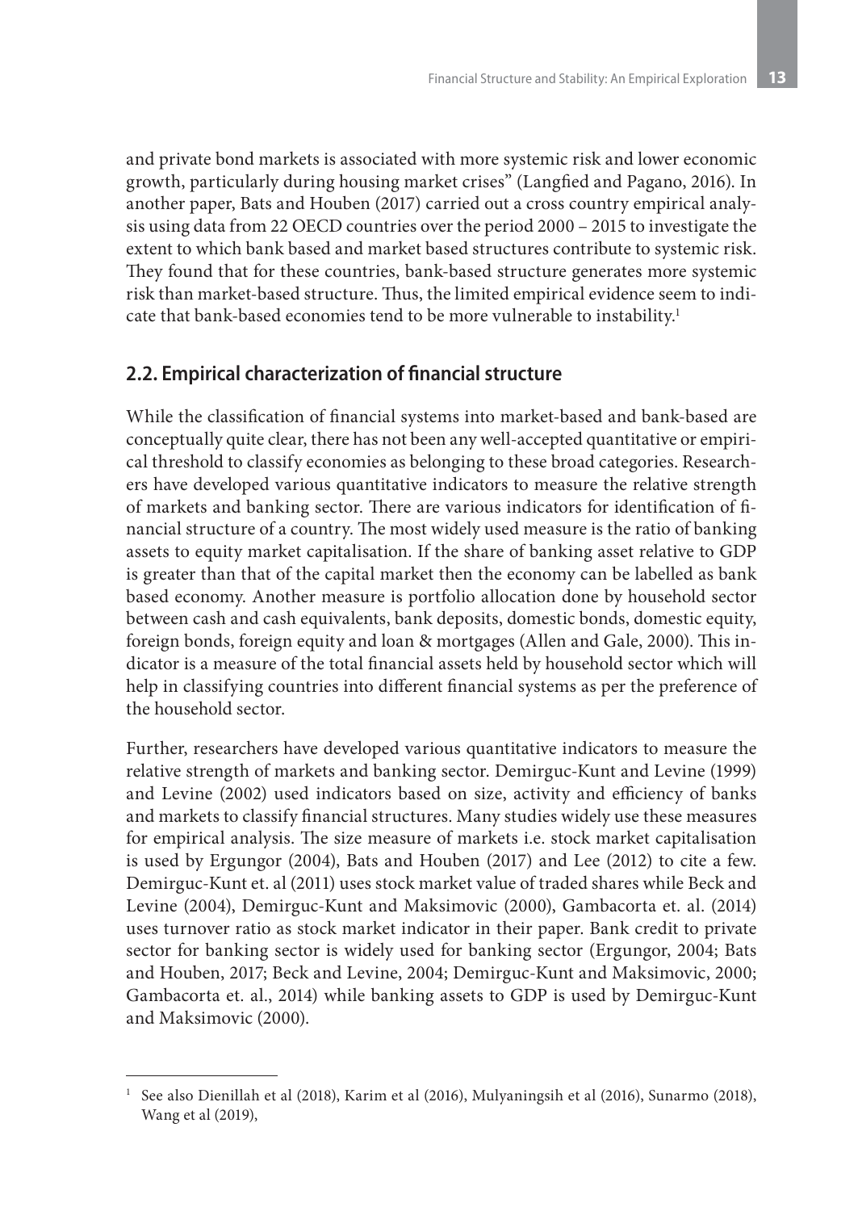and private bond markets is associated with more systemic risk and lower economic growth, particularly during housing market crises" (Langfied and Pagano, 2016). In another paper, Bats and Houben (2017) carried out a cross country empirical analysis using data from 22 OECD countries over the period 2000 – 2015 to investigate the extent to which bank based and market based structures contribute to systemic risk. They found that for these countries, bank-based structure generates more systemic risk than market-based structure. Thus, the limited empirical evidence seem to indicate that bank-based economies tend to be more vulnerable to instability.[1]

## 2.2. Empirical characterization of financial structure

While the classification of financial systems into market-based and bank-based are conceptually quite clear, there has not been any well-accepted quantitative or empirical threshold to classify economies as belonging to these broad categories. Researchers have developed various quantitative indicators to measure the relative strength of markets and banking sector. There are various indicators for identification of financial structure of a country. The most widely used measure is the ratio of banking assets to equity market capitalisation. If the share of banking asset relative to GDP is greater than that of the capital market then the economy can be labelled as bank based economy. Another measure is portfolio allocation done by household sector between cash and cash equivalents, bank deposits, domestic bonds, domestic equity, foreign bonds, foreign equity and loan & mortgages (Allen and Gale, 2000). This indicator is a measure of the total financial assets held by household sector which will help in classifying countries into different financial systems as per the preference of the household sector.

Further, researchers have developed various quantitative indicators to measure the relative strength of markets and banking sector. Demirguc-Kunt and Levine (1999) and Levine (2002) used indicators based on size, activity and efficiency of banks and markets to classify financial structures. Many studies widely use these measures for empirical analysis. The size measure of markets i.e. stock market capitalisation is used by Ergungor (2004), Bats and Houben (2017) and Lee (2012) to cite a few. Demirguc-Kunt et. al (2011) uses stock market value of traded shares while Beck and Levine (2004), Demirguc-Kunt and Maksimovic (2000), Gambacorta et. al. (2014) uses turnover ratio as stock market indicator in their paper. Bank credit to private sector for banking sector is widely used for banking sector (Ergungor, 2004; Bats and Houben, 2017; Beck and Levine, 2004; Demirguc-Kunt and Maksimovic, 2000; Gambacorta et. al., 2014) while banking assets to GDP is used by Demirguc-Kunt and Maksimovic (2000).

---

[1] See also Dienillah et al (2018), Karim et al (2016), Mulyaningsih et al (2016), Sunarmo (2018), Wang et al (2019),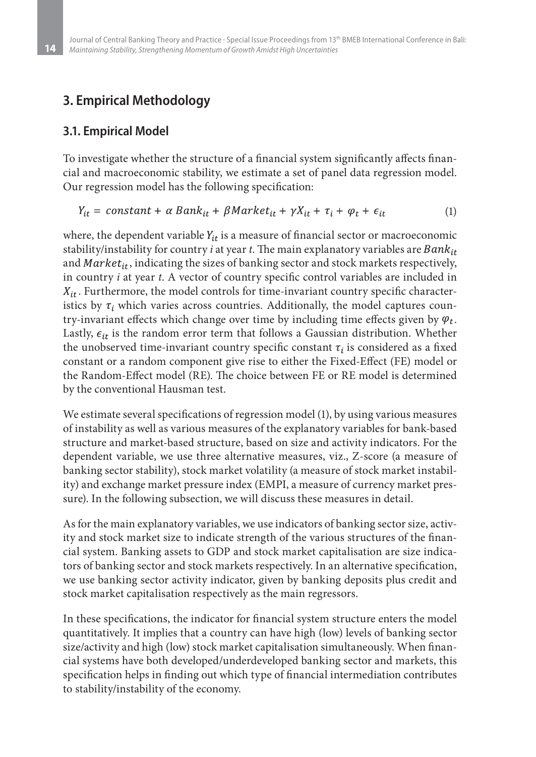## 3. Empirical Methodology

### 3.1. Empirical Model

To investigate whether the structure of a financial system significantly affects financial and macroeconomic stability, we estimate a set of panel data regression model. Our regression model has the following specification:

$$Y_{it} = constant + \alpha\ Bank_{it} + \beta Market_{it} + \gamma X_{it} + \tau_i + \varphi_t + \epsilon_{it} \tag{1}$$

where, the dependent variable $Y_{it}$ is a measure of financial sector or macroeconomic stability/instability for country *i* at year *t*. The main explanatory variables are $Bank_{it}$ and $Market_{it}$, indicating the sizes of banking sector and stock markets respectively, in country *i* at year *t*. A vector of country specific control variables are included in $X_{it}$. Furthermore, the model controls for time-invariant country specific characteristics by $\tau_i$ which varies across countries. Additionally, the model captures country-invariant effects which change over time by including time effects given by $\varphi_t$. Lastly, $\epsilon_{it}$ is the random error term that follows a Gaussian distribution. Whether the unobserved time-invariant country specific constant $\tau_i$ is considered as a fixed constant or a random component give rise to either the Fixed-Effect (FE) model or the Random-Effect model (RE). The choice between FE or RE model is determined by the conventional Hausman test.

We estimate several specifications of regression model (1), by using various measures of instability as well as various measures of the explanatory variables for bank-based structure and market-based structure, based on size and activity indicators. For the dependent variable, we use three alternative measures, viz., Z-score (a measure of banking sector stability), stock market volatility (a measure of stock market instability) and exchange market pressure index (EMPI, a measure of currency market pressure). In the following subsection, we will discuss these measures in detail.

As for the main explanatory variables, we use indicators of banking sector size, activity and stock market size to indicate strength of the various structures of the financial system. Banking assets to GDP and stock market capitalisation are size indicators of banking sector and stock markets respectively. In an alternative specification, we use banking sector activity indicator, given by banking deposits plus credit and stock market capitalisation respectively as the main regressors.

In these specifications, the indicator for financial system structure enters the model quantitatively. It implies that a country can have high (low) levels of banking sector size/activity and high (low) stock market capitalisation simultaneously. When financial systems have both developed/underdeveloped banking sector and markets, this specification helps in finding out which type of financial intermediation contributes to stability/instability of the economy.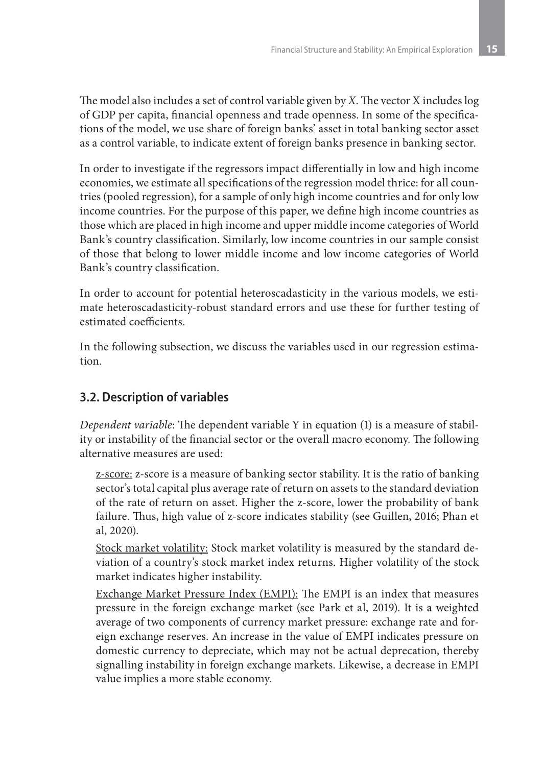The model also includes a set of control variable given by *X*. The vector X includes log of GDP per capita, financial openness and trade openness. In some of the specifications of the model, we use share of foreign banks' asset in total banking sector asset as a control variable, to indicate extent of foreign banks presence in banking sector.

In order to investigate if the regressors impact differentially in low and high income economies, we estimate all specifications of the regression model thrice: for all countries (pooled regression), for a sample of only high income countries and for only low income countries. For the purpose of this paper, we define high income countries as those which are placed in high income and upper middle income categories of World Bank's country classification. Similarly, low income countries in our sample consist of those that belong to lower middle income and low income categories of World Bank's country classification.

In order to account for potential heteroscadasticity in the various models, we estimate heteroscadasticity-robust standard errors and use these for further testing of estimated coefficients.

In the following subsection, we discuss the variables used in our regression estimation.

### 3.2. Description of variables

*Dependent variable*: The dependent variable Y in equation (1) is a measure of stability or instability of the financial sector or the overall macro economy. The following alternative measures are used:

<u>z-score:</u> z-score is a measure of banking sector stability. It is the ratio of banking sector's total capital plus average rate of return on assets to the standard deviation of the rate of return on asset. Higher the z-score, lower the probability of bank failure. Thus, high value of z-score indicates stability (see Guillen, 2016; Phan et al, 2020).

<u>Stock market volatility:</u> Stock market volatility is measured by the standard deviation of a country's stock market index returns. Higher volatility of the stock market indicates higher instability.

<u>Exchange Market Pressure Index (EMPI):</u> The EMPI is an index that measures pressure in the foreign exchange market (see Park et al, 2019). It is a weighted average of two components of currency market pressure: exchange rate and foreign exchange reserves. An increase in the value of EMPI indicates pressure on domestic currency to depreciate, which may not be actual deprecation, thereby signalling instability in foreign exchange markets. Likewise, a decrease in EMPI value implies a more stable economy.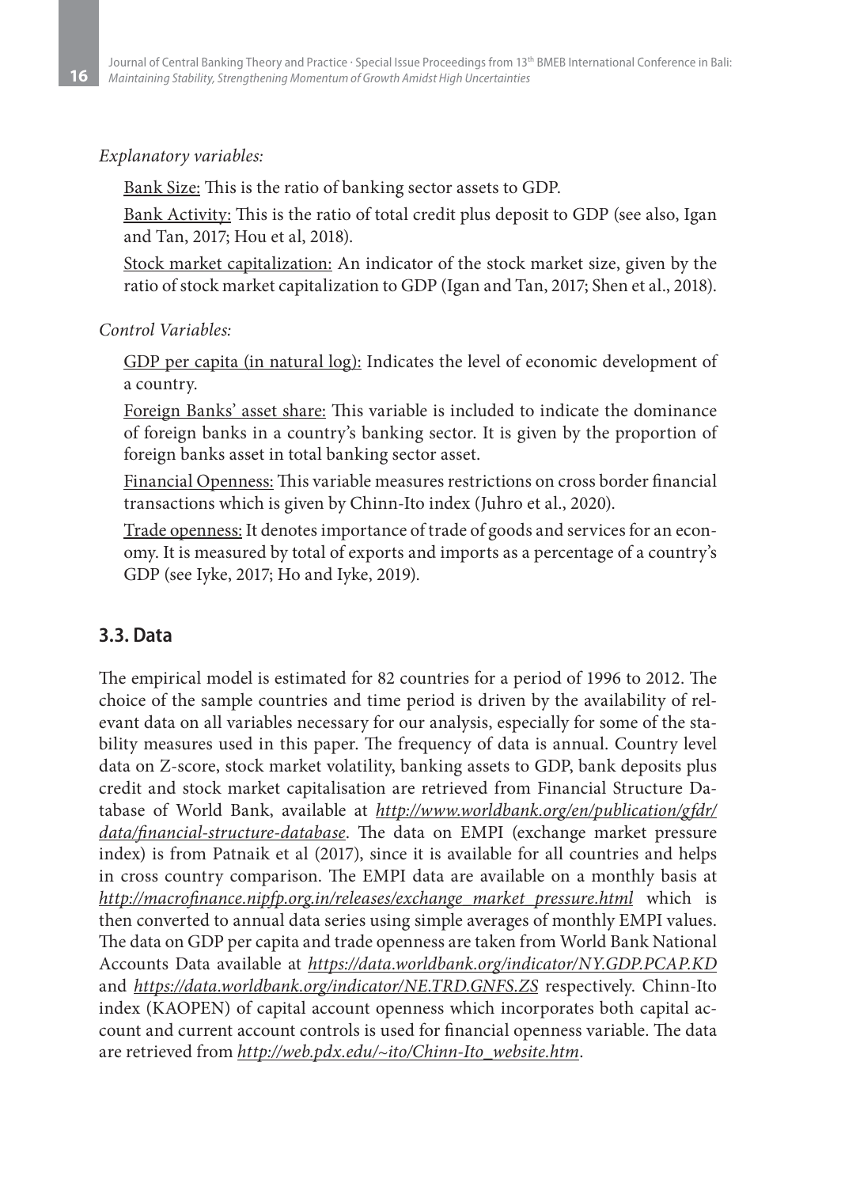*Explanatory variables:*

Bank Size: This is the ratio of banking sector assets to GDP.

Bank Activity: This is the ratio of total credit plus deposit to GDP (see also, Igan and Tan, 2017; Hou et al, 2018).

Stock market capitalization: An indicator of the stock market size, given by the ratio of stock market capitalization to GDP (Igan and Tan, 2017; Shen et al., 2018).

*Control Variables:*

GDP per capita (in natural log): Indicates the level of economic development of a country.

Foreign Banks' asset share: This variable is included to indicate the dominance of foreign banks in a country's banking sector. It is given by the proportion of foreign banks asset in total banking sector asset.

Financial Openness: This variable measures restrictions on cross border financial transactions which is given by Chinn-Ito index (Juhro et al., 2020).

Trade openness: It denotes importance of trade of goods and services for an economy. It is measured by total of exports and imports as a percentage of a country's GDP (see Iyke, 2017; Ho and Iyke, 2019).

## 3.3. Data

The empirical model is estimated for 82 countries for a period of 1996 to 2012. The choice of the sample countries and time period is driven by the availability of relevant data on all variables necessary for our analysis, especially for some of the stability measures used in this paper. The frequency of data is annual. Country level data on Z-score, stock market volatility, banking assets to GDP, bank deposits plus credit and stock market capitalisation are retrieved from Financial Structure Database of World Bank, available at *http://www.worldbank.org/en/publication/gfdr/data/financial-structure-database*. The data on EMPI (exchange market pressure index) is from Patnaik et al (2017), since it is available for all countries and helps in cross country comparison. The EMPI data are available on a monthly basis at *http://macrofinance.nipfp.org.in/releases/exchange_market_pressure.html* which is then converted to annual data series using simple averages of monthly EMPI values. The data on GDP per capita and trade openness are taken from World Bank National Accounts Data available at *https://data.worldbank.org/indicator/NY.GDP.PCAP.KD* and *https://data.worldbank.org/indicator/NE.TRD.GNFS.ZS* respectively. Chinn-Ito index (KAOPEN) of capital account openness which incorporates both capital account and current account controls is used for financial openness variable. The data are retrieved from *http://web.pdx.edu/~ito/Chinn-Ito_website.htm*.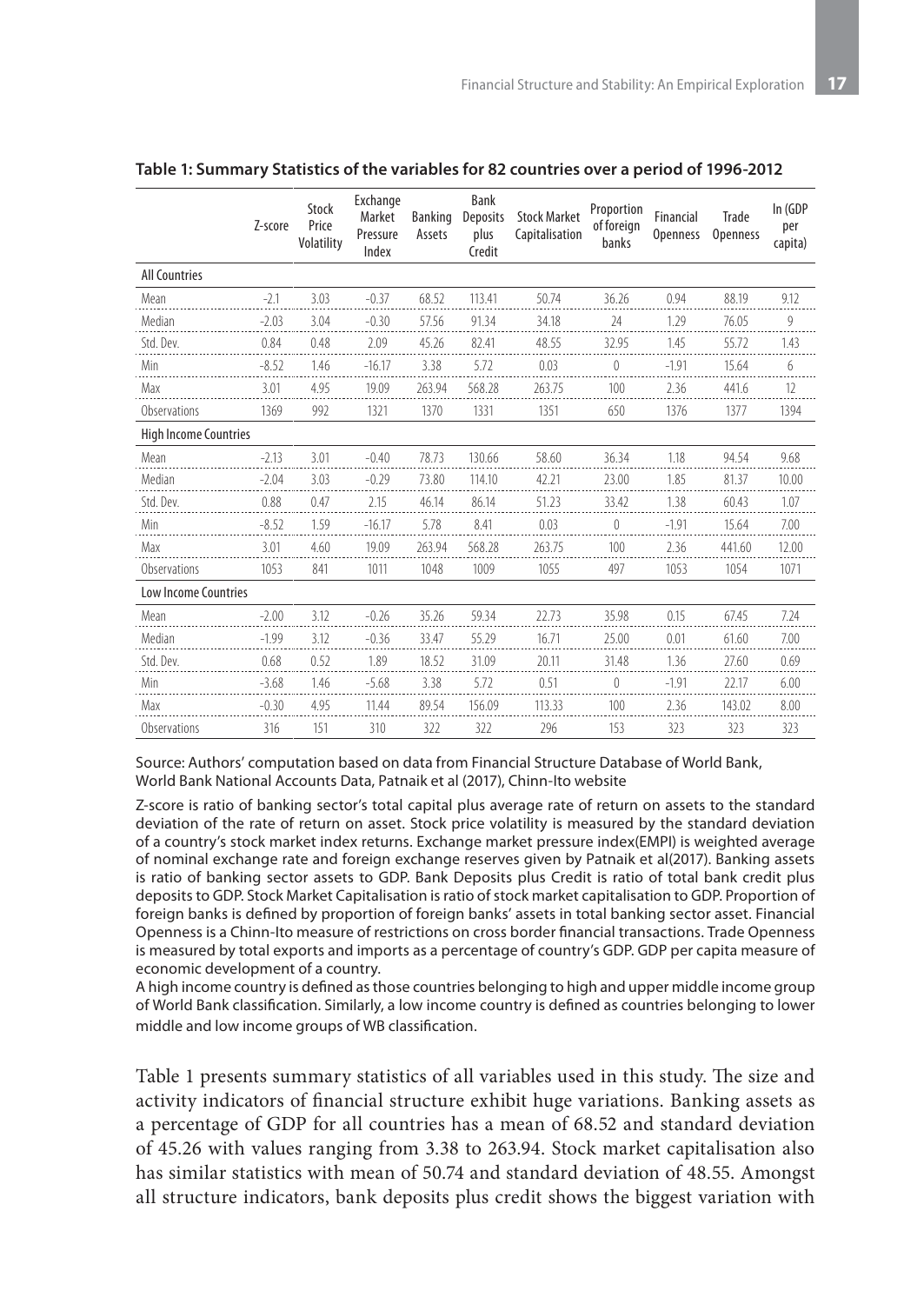**Table 1: Summary Statistics of the variables for 82 countries over a period of 1996-2012**

| | Z-score | Stock Price Volatility | Exchange Market Pressure Index | Banking Assets | Bank Deposits plus Credit | Stock Market Capitalisation | Proportion of foreign banks | Financial Openness | Trade Openness | ln (GDP per capita) |
|---|---|---|---|---|---|---|---|---|---|---|
| **All Countries** | | | | | | | | | | |
| Mean | -2.1 | 3.03 | -0.37 | 68.52 | 113.41 | 50.74 | 36.26 | 0.94 | 88.19 | 9.12 |
| Median | -2.03 | 3.04 | -0.30 | 57.56 | 91.34 | 34.18 | 24 | 1.29 | 76.05 | 9 |
| Std. Dev. | 0.84 | 0.48 | 2.09 | 45.26 | 82.41 | 48.55 | 32.95 | 1.45 | 55.72 | 1.43 |
| Min | -8.52 | 1.46 | -16.17 | 3.38 | 5.72 | 0.03 | 0 | -1.91 | 15.64 | 6 |
| Max | 3.01 | 4.95 | 19.09 | 263.94 | 568.28 | 263.75 | 100 | 2.36 | 441.6 | 12 |
| Observations | 1369 | 992 | 1321 | 1370 | 1331 | 1351 | 650 | 1376 | 1377 | 1394 |
| **High Income Countries** | | | | | | | | | | |
| Mean | -2.13 | 3.01 | -0.40 | 78.73 | 130.66 | 58.60 | 36.34 | 1.18 | 94.54 | 9.68 |
| Median | -2.04 | 3.03 | -0.29 | 73.80 | 114.10 | 42.21 | 23.00 | 1.85 | 81.37 | 10.00 |
| Std. Dev. | 0.88 | 0.47 | 2.15 | 46.14 | 86.14 | 51.23 | 33.42 | 1.38 | 60.43 | 1.07 |
| Min | -8.52 | 1.59 | -16.17 | 5.78 | 8.41 | 0.03 | 0 | -1.91 | 15.64 | 7.00 |
| Max | 3.01 | 4.60 | 19.09 | 263.94 | 568.28 | 263.75 | 100 | 2.36 | 441.60 | 12.00 |
| Observations | 1053 | 841 | 1011 | 1048 | 1009 | 1055 | 497 | 1053 | 1054 | 1071 |
| **Low Income Countries** | | | | | | | | | | |
| Mean | -2.00 | 3.12 | -0.26 | 35.26 | 59.34 | 22.73 | 35.98 | 0.15 | 67.45 | 7.24 |
| Median | -1.99 | 3.12 | -0.36 | 33.47 | 55.29 | 16.71 | 25.00 | 0.01 | 61.60 | 7.00 |
| Std. Dev. | 0.68 | 0.52 | 1.89 | 18.52 | 31.09 | 20.11 | 31.48 | 1.36 | 27.60 | 0.69 |
| Min | -3.68 | 1.46 | -5.68 | 3.38 | 5.72 | 0.51 | 0 | -1.91 | 22.17 | 6.00 |
| Max | -0.30 | 4.95 | 11.44 | 89.54 | 156.09 | 113.33 | 100 | 2.36 | 143.02 | 8.00 |
| Observations | 316 | 151 | 310 | 322 | 322 | 296 | 153 | 323 | 323 | 323 |

Source: Authors' computation based on data from Financial Structure Database of World Bank, World Bank National Accounts Data, Patnaik et al (2017), Chinn-Ito website

Z-score is ratio of banking sector's total capital plus average rate of return on assets to the standard deviation of the rate of return on asset. Stock price volatility is measured by the standard deviation of a country's stock market index returns. Exchange market pressure index(EMPI) is weighted average of nominal exchange rate and foreign exchange reserves given by Patnaik et al(2017). Banking assets is ratio of banking sector assets to GDP. Bank Deposits plus Credit is ratio of total bank credit plus deposits to GDP. Stock Market Capitalisation is ratio of stock market capitalisation to GDP. Proportion of foreign banks is defined by proportion of foreign banks' assets in total banking sector asset. Financial Openness is a Chinn-Ito measure of restrictions on cross border financial transactions. Trade Openness is measured by total exports and imports as a percentage of country's GDP. GDP per capita measure of economic development of a country.

A high income country is defined as those countries belonging to high and upper middle income group of World Bank classification. Similarly, a low income country is defined as countries belonging to lower middle and low income groups of WB classification.

Table 1 presents summary statistics of all variables used in this study. The size and activity indicators of financial structure exhibit huge variations. Banking assets as a percentage of GDP for all countries has a mean of 68.52 and standard deviation of 45.26 with values ranging from 3.38 to 263.94. Stock market capitalisation also has similar statistics with mean of 50.74 and standard deviation of 48.55. Amongst all structure indicators, bank deposits plus credit shows the biggest variation with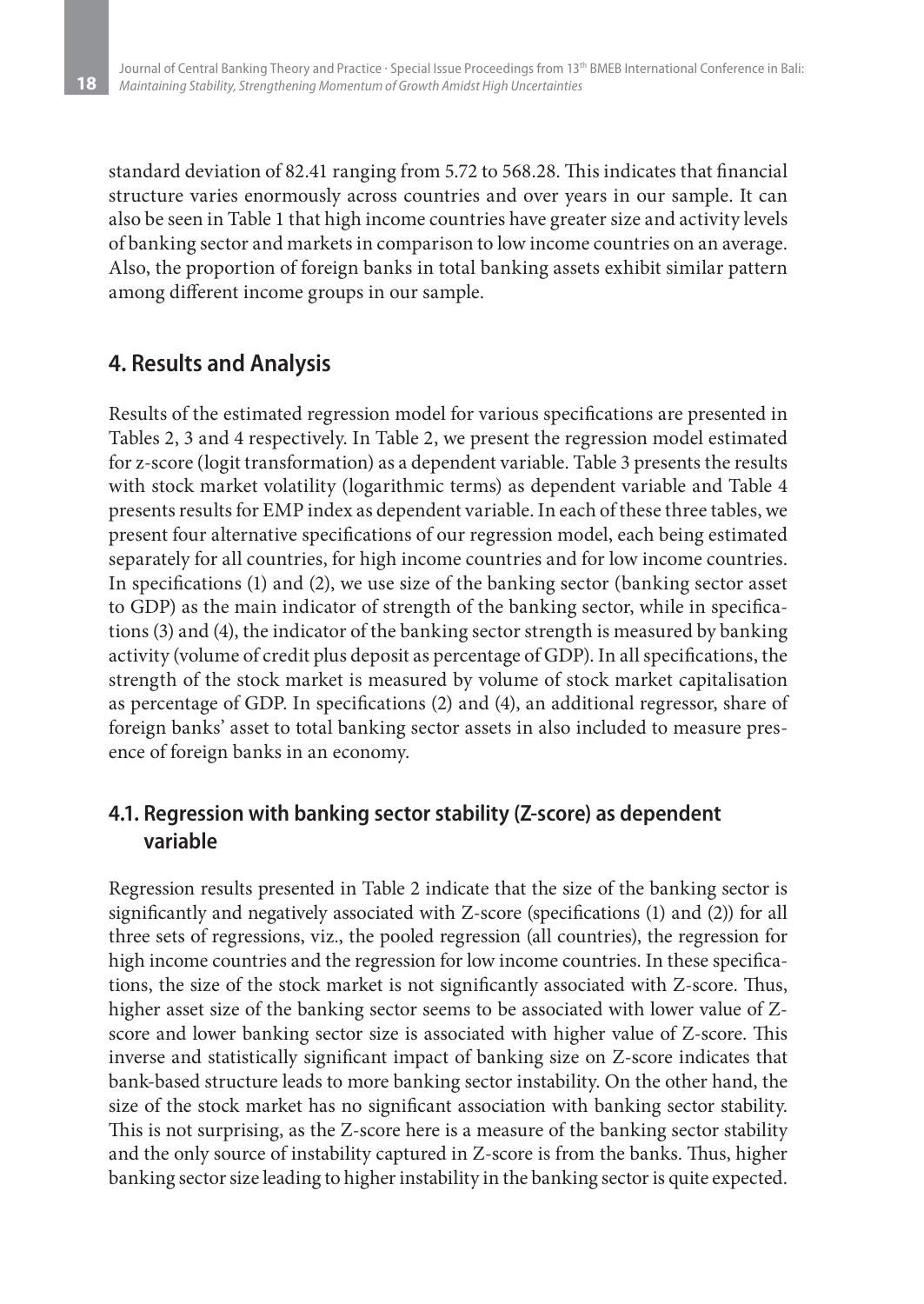standard deviation of 82.41 ranging from 5.72 to 568.28. This indicates that financial structure varies enormously across countries and over years in our sample. It can also be seen in Table 1 that high income countries have greater size and activity levels of banking sector and markets in comparison to low income countries on an average. Also, the proportion of foreign banks in total banking assets exhibit similar pattern among different income groups in our sample.

## 4. Results and Analysis

Results of the estimated regression model for various specifications are presented in Tables 2, 3 and 4 respectively. In Table 2, we present the regression model estimated for z-score (logit transformation) as a dependent variable. Table 3 presents the results with stock market volatility (logarithmic terms) as dependent variable and Table 4 presents results for EMP index as dependent variable. In each of these three tables, we present four alternative specifications of our regression model, each being estimated separately for all countries, for high income countries and for low income countries. In specifications (1) and (2), we use size of the banking sector (banking sector asset to GDP) as the main indicator of strength of the banking sector, while in specifications (3) and (4), the indicator of the banking sector strength is measured by banking activity (volume of credit plus deposit as percentage of GDP). In all specifications, the strength of the stock market is measured by volume of stock market capitalisation as percentage of GDP. In specifications (2) and (4), an additional regressor, share of foreign banks' asset to total banking sector assets in also included to measure presence of foreign banks in an economy.

### 4.1. Regression with banking sector stability (Z-score) as dependent variable

Regression results presented in Table 2 indicate that the size of the banking sector is significantly and negatively associated with Z-score (specifications (1) and (2)) for all three sets of regressions, viz., the pooled regression (all countries), the regression for high income countries and the regression for low income countries. In these specifications, the size of the stock market is not significantly associated with Z-score. Thus, higher asset size of the banking sector seems to be associated with lower value of Z-score and lower banking sector size is associated with higher value of Z-score. This inverse and statistically significant impact of banking size on Z-score indicates that bank-based structure leads to more banking sector instability. On the other hand, the size of the stock market has no significant association with banking sector stability. This is not surprising, as the Z-score here is a measure of the banking sector stability and the only source of instability captured in Z-score is from the banks. Thus, higher banking sector size leading to higher instability in the banking sector is quite expected.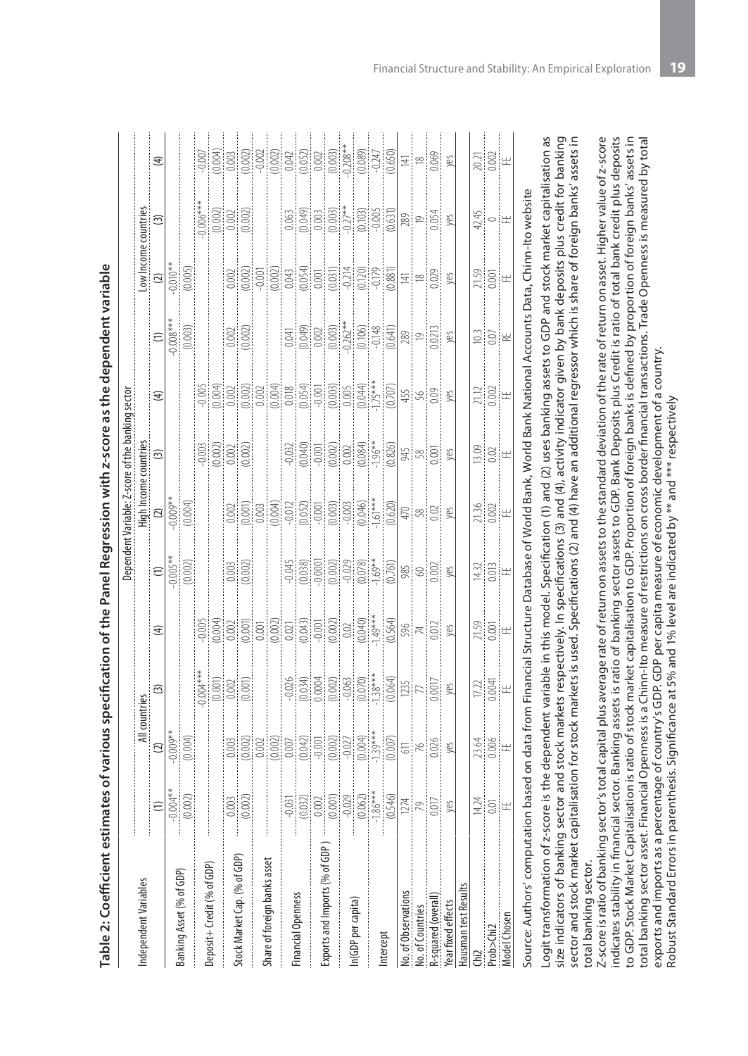**Table 2: Coefficient estimates of various specification of the Panel Regression with z-score as the dependent variable**

| Independent Variables | Dependent Variable: Z-score of the banking sector | | | | | | | | | | | |
|---|---|---|---|---|---|---|---|---|---|---|---|---|
| | All countries | | | | High Income countries | | | | Low Income countries | | | |
| | (1) | (2) | (3) | (4) | (1) | (2) | (3) | (4) | (1) | (2) | (3) | (4) |
| Banking Asset (% of GDP) | -0.004** | -0.009** | | | -0.005** | -0.009** | | | -0.008*** | -0.010** | | |
| | (0.002) | (0.004) | | | (0.002) | (0.004) | | | (0.003) | (0.005) | | |
| Deposit+ Credit (% of GDP) | | | -0.004*** | -0.005 | | | -0.003 | -0.005 | | | -0.006*** | -0.007 |
| | | | (0.001) | (0.004) | | | (0.002) | (0.004) | | | (0.002) | (0.004) |
| Stock Market Cap. (% of GDP) | 0.003 | 0.003 | 0.002 | 0.002 | 0.003 | 0.002 | 0.002 | 0.002 | 0.002 | 0.002 | 0.002 | 0.003 |
| | (0.002) | (0.002) | (0.001) | (0.001) | (0.002) | (0.001) | (0.002) | (0.002) | (0.002) | (0.002) | (0.002) | (0.002) |
| Share of foreign banks asset | | 0.002 | | 0.001 | | 0.003 | | 0.002 | | -0.001 | | -0.002 |
| | | (0.002) | | (0.002) | | (0.004) | | (0.004) | | (0.002) | | (0.002) |
| Financial Openness | -0.031 | 0.007 | -0.026 | 0.021 | -0.045 | -0.012 | -0.032 | 0.018 | 0.041 | 0.043 | 0.063 | 0.042 |
| | (0.032) | (0.042) | (0.034) | (0.043) | (0.038) | (0.052) | (0.040) | (0.054) | (0.049) | (0.054) | (0.049) | (0.052) |
| Exports and Imports (% of GDP ) | 0.002 | -0.001 | 0.0004 | -0.001 | -0.0001 | -0.001 | -0.001 | -0.001 | 0.002 | 0.001 | 0.003 | 0.002 |
| | (0.001) | (0.002) | (0.002) | (0.002) | (0.002) | (0.003) | (0.002) | (0.003) | (0.003) | (0.031) | (0.003) | (0.003) |
| ln(GDP per capita) | -0.029 | -0.027 | -0.063 | 0.02 | -0.029 | -0.003 | 0.002 | 0.005 | -0.262** | -0.214 | -0.27** | -0.208** |
| | (0.062) | (0.004) | (0.070) | (0.040) | (0.078) | (0.046) | (0.084) | (0.044) | (0.106) | (0.120) | (0.103) | (0.089) |
| Intercept | -1.86*** | -1.39*** | -1.38*** | -1.49*** | -1.69** | -1.61*** | -1.96** | -1.75*** | -0.148 | -0.179 | -0.005 | -0.247 |
| | (0.546) | (0.007) | (0.064) | (0.564) | (0.761) | (0.620) | (0.826) | (0.707) | (0.641) | (0.881) | (0.631) | (0.650) |
| No. of Observations | 1274 | 611 | 1235 | 596 | 985 | 470 | 945 | 455 | 289 | 141 | 289 | 141 |
| No. of Countries | 79 | 76 | 77 | 74 | 60 | 58 | 58 | 56 | 19 | 18 | 19 | 18 |
| R-squared (overall) | 0.017 | 0.026 | 0.0017 | 0.012 | 0.002 | 0.02 | 0.001 | 0.09 | 0.0213 | 0.029 | 0.054 | 0.069 |
| Year fixed effects | yes | yes | yes | yes | yes | yes | yes | yes | yes | yes | yes | yes |
| Hausman test Results | | | | | | | | | | | | |
| Chi2 | 14.24 | 23.64 | 17.22 | 21.59 | 14.32 | 21.36 | 13.09 | 21.12 | 10.3 | 21.59 | 42.45 | 20.21 |
| Prob>Chi2 | 0.01 | 0.006 | 0.0041 | 0.001 | 0.013 | 0.002 | 0.02 | 0.002 | 0.07 | 0.001 | 0 | 0.002 |
| Model Chosen | FE | FE | FE | FE | FE | FE | FE | FE | RE | FE | FE | FE |

Source: Authors' computation based on data from Financial Structure Database of World Bank, World Bank National Accounts Data, Chinn-Ito website

Logit transformation of z-score is the dependent variable in this model. Specification (1) and (2) uses banking assets to GDP and stock market capitalisation as size indicators of banking sector and stock markets respectively. In specifications (3) and (4), activity indicator given by bank deposits plus credit for banking sector and stock market capitalisation for stock markets is used. Specifications (2) and (4) have an additional regressor which is share of foreign banks' assets in total banking sector.

Z-score is ratio of banking sector's total capital plus average rate of return on assets to the standard deviation of the rate of return on asset. Higher value of z-score indicates stability in financial sector. Banking assets is ratio of banking sector assets to GDP. Bank Deposits plus Credit is ratio of total bank credit plus deposits to GDP. Stock Market Capitalisation is ratio of stock market capitalisation to GDP. Proportion of foreign banks is defined by proportion of foreign banks' assets in total banking sector asset. Financial Openness is a Chinn-Ito measure of restrictions on cross border financial transactions. Trade Openness is measured by total exports and imports as a percentage of country's GDP. GDP per capita measure of economic development of a country.

Robust Standard Errors in parenthesis. Significance at 5% and 1% level are indicated by ** and *** respectively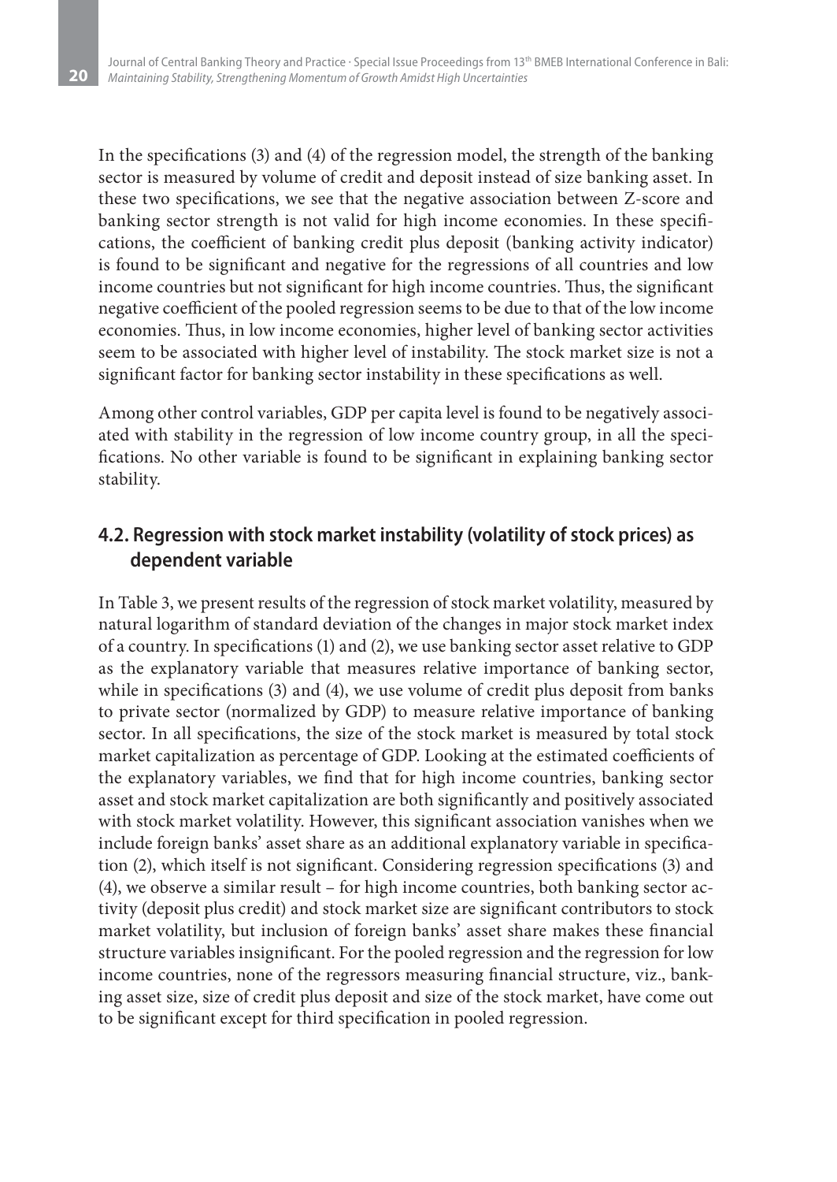In the specifications (3) and (4) of the regression model, the strength of the banking sector is measured by volume of credit and deposit instead of size banking asset. In these two specifications, we see that the negative association between Z-score and banking sector strength is not valid for high income economies. In these specifications, the coefficient of banking credit plus deposit (banking activity indicator) is found to be significant and negative for the regressions of all countries and low income countries but not significant for high income countries. Thus, the significant negative coefficient of the pooled regression seems to be due to that of the low income economies. Thus, in low income economies, higher level of banking sector activities seem to be associated with higher level of instability. The stock market size is not a significant factor for banking sector instability in these specifications as well.

Among other control variables, GDP per capita level is found to be negatively associated with stability in the regression of low income country group, in all the specifications. No other variable is found to be significant in explaining banking sector stability.

## 4.2. Regression with stock market instability (volatility of stock prices) as dependent variable

In Table 3, we present results of the regression of stock market volatility, measured by natural logarithm of standard deviation of the changes in major stock market index of a country. In specifications (1) and (2), we use banking sector asset relative to GDP as the explanatory variable that measures relative importance of banking sector, while in specifications (3) and (4), we use volume of credit plus deposit from banks to private sector (normalized by GDP) to measure relative importance of banking sector. In all specifications, the size of the stock market is measured by total stock market capitalization as percentage of GDP. Looking at the estimated coefficients of the explanatory variables, we find that for high income countries, banking sector asset and stock market capitalization are both significantly and positively associated with stock market volatility. However, this significant association vanishes when we include foreign banks' asset share as an additional explanatory variable in specification (2), which itself is not significant. Considering regression specifications (3) and (4), we observe a similar result – for high income countries, both banking sector activity (deposit plus credit) and stock market size are significant contributors to stock market volatility, but inclusion of foreign banks' asset share makes these financial structure variables insignificant. For the pooled regression and the regression for low income countries, none of the regressors measuring financial structure, viz., banking asset size, size of credit plus deposit and size of the stock market, have come out to be significant except for third specification in pooled regression.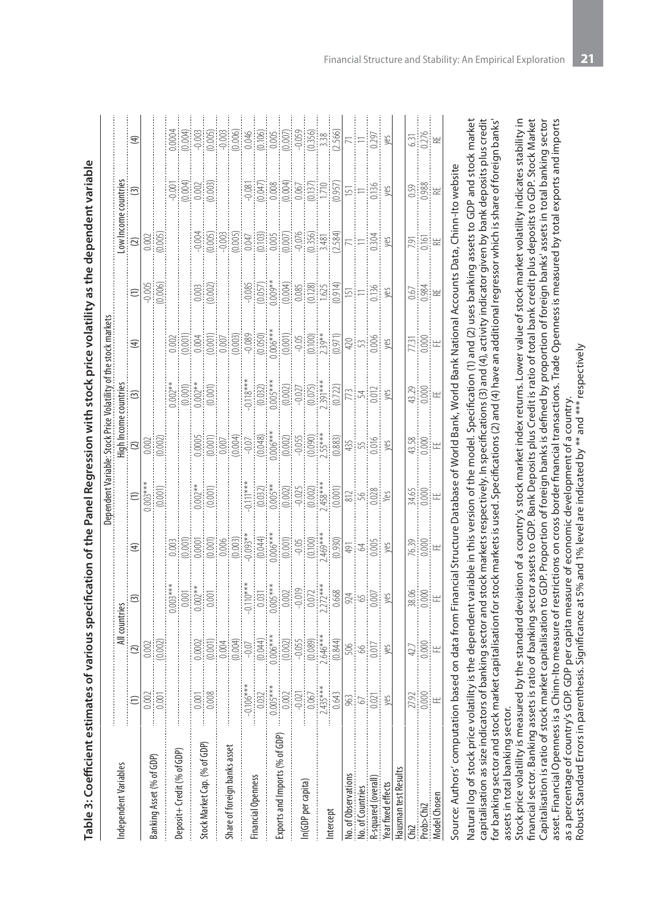**Table 3: Coefficient estimates of various specification of the Panel Regression with stock price volatility as the dependent variable**

| Independent Variables | Dependent Variable: Stock Price Volatility of the stock markets | | | | | | | | | | | |
|---|---|---|---|---|---|---|---|---|---|---|---|---|
| | All countries | | | | High Income countries | | | | Low Income countries | | | |
| | (1) | (2) | (3) | (4) | (1) | (2) | (3) | (4) | (1) | (2) | (3) | (4) |
| Banking Asset (% of GDP) | 0.002 | 0.002 | | | 0.003*** | 0.002 | | | -0.005 | 0.002 | | |
| | 0.001 | (0.002) | | | (0.001) | (0.002) | | | (0.006) | (0.005) | | |
| Deposit+ Credit (% of GDP) | | | 0.003*** | 0.003 | | | 0.002** | 0.002 | | | -0.001 | 0.0004 |
| | | | 0.001 | (0.001) | | | (0.001) | (0.001) | | | (0.004) | (0.004) |
| Stock Market Cap. (% of GDP) | 0.001 | 0.0002 | 0.002** | 0.0001 | 0.002** | 0.0005 | 0.002** | 0.004 | 0.003 | -0.004 | 0.002 | -0.003 |
| | 0.008 | (0.001) | 0.001 | (0.001) | (0.001) | (0.001) | (0.001) | (0.001) | (0.002) | (0.005) | (0.003) | (0.005) |
| Share of foreign banks asset | | 0.004 | | 0.006 | | 0.007 | | 0.007 | | -0.003 | | -0.003 |
| | | (0.004) | | (0.003) | | (0.004) | | (0.003) | | (0.005) | | (0.006) |
| Financial Openness | -0.106*** | -0.07 | -0.110*** | -0.093** | -0.111*** | -0.07 | -0.118*** | -0.089 | -0.085 | 0.047 | -0.081 | 0.046 |
| | 0.032 | (0.044) | 0.031 | (0.044) | (0.032) | (0.048) | (0.032) | (0.050) | (0.057) | (0.103) | (0.047) | (0.106) |
| Exports and Imports (% of GDP) | 0.005*** | 0.006*** | 0.005*** | 0.006*** | 0.005** | 0.006*** | 0.005*** | 0.006*** | 0.009** | 0.005 | 0.008 | 0.005 |
| | 0.002 | (0.002) | 0.002 | (0.001) | (0.002) | (0.002) | (0.002) | (0.001) | (0.004) | (0.007) | (0.004) | (0.007) |
| ln(GDP per capita) | -0.021 | -0.055 | -0.019 | -0.05 | -0.025 | -0.055 | -0.027 | -0.05 | 0.085 | -0.076 | 0.067 | -0.059 |
| | 0.067 | (0.089) | 0.072 | (0.100) | (0.002) | (0.090) | (0.075) | (0.100) | (0.128) | (0.356) | (0.137) | (0.356) |
| Intercept | 2.435*** | 2.646*** | 2.272*** | 2.469*** | 2.458*** | 2.55*** | 2.391*** | 2.39** | 1.625 | 3.481 | 1.710 | 3.38 |
| | 0.643 | (0.844) | 0.668 | (0.930) | (0.001) | (0.883) | (0.722) | (0.971) | (0.914) | (2.584) | (0.957) | (2.566) |
| No. of Observations | 963 | 506 | 924 | 491 | 812 | 435 | 773 | 420 | 151 | 71 | 151 | 71 |
| No. of Countries | 67 | 66 | 65 | 64 | 56 | 55 | 54 | 53 | 11 | 11 | 11 | 11 |
| R-squared (overall) | 0.021 | 0.017 | 0.007 | 0.005 | 0.028 | 0.016 | 0.012 | 0.006 | 0.136 | 0.304 | 0.136 | 0.297 |
| Year fixed effects | yes | yes | yes | yes | Yes | yes | yes | yes | yes | yes | yes | yes |
| Hausman test Results | | | | | | | | | | | | |
| Chi2 | 27.92 | 42.7 | 38.06 | 76.39 | 34.65 | 43.58 | 43.29 | 77.31 | 0.67 | 7.91 | 0.59 | 6.31 |
| Prob>Chi2 | 0.000 | 0.000 | 0.000 | 0.000 | 0.000 | 0.000 | 0.000 | 0.000 | 0.984 | 0.161 | 0.988 | 0.276 |
| Model Chosen | FE | FE | FE | FE | FE | FE | FE | FE | RE | RE | RE | RE |

Source: Authors' computation based on data from Financial Structure Database of World Bank, World Bank National Accounts Data, Chinn-Ito website

Natural log of stock price volatility is the dependent variable in this version of the model. Specification (1) and (2) uses banking assets to GDP and stock market capitalisation as size indicators of banking sector and stock markets respectively. In specifications (3) and (4), activity indicator given by bank deposits plus credit for banking sector and stock market capitalisation for stock markets is used. Specifications (2) and (4) have an additional regressor which is share of foreign banks' assets in total banking sector.

Stock price volatility is measured by the standard deviation of a country's stock market index returns. Lower value of stock market volatility indicates stability in financial sector. Banking assets is ratio of banking sector assets to GDP. Bank Deposits plus Credit is ratio of total bank credit plus deposits to GDP. Stock Market Capitalisation is ratio of stock market capitalisation to GDP. Proportion of foreign banks is defined by proportion of foreign banks' assets in total banking sector asset. Financial Openness is a Chinn-Ito measure of restrictions on cross border financial transactions. Trade Openness is measured by total exports and imports as a percentage of country's GDP. GDP per capita measure of economic development of a country.

Robust Standard Errors in parenthesis. Significance at 5% and 1% level are indicated by ** and *** respectively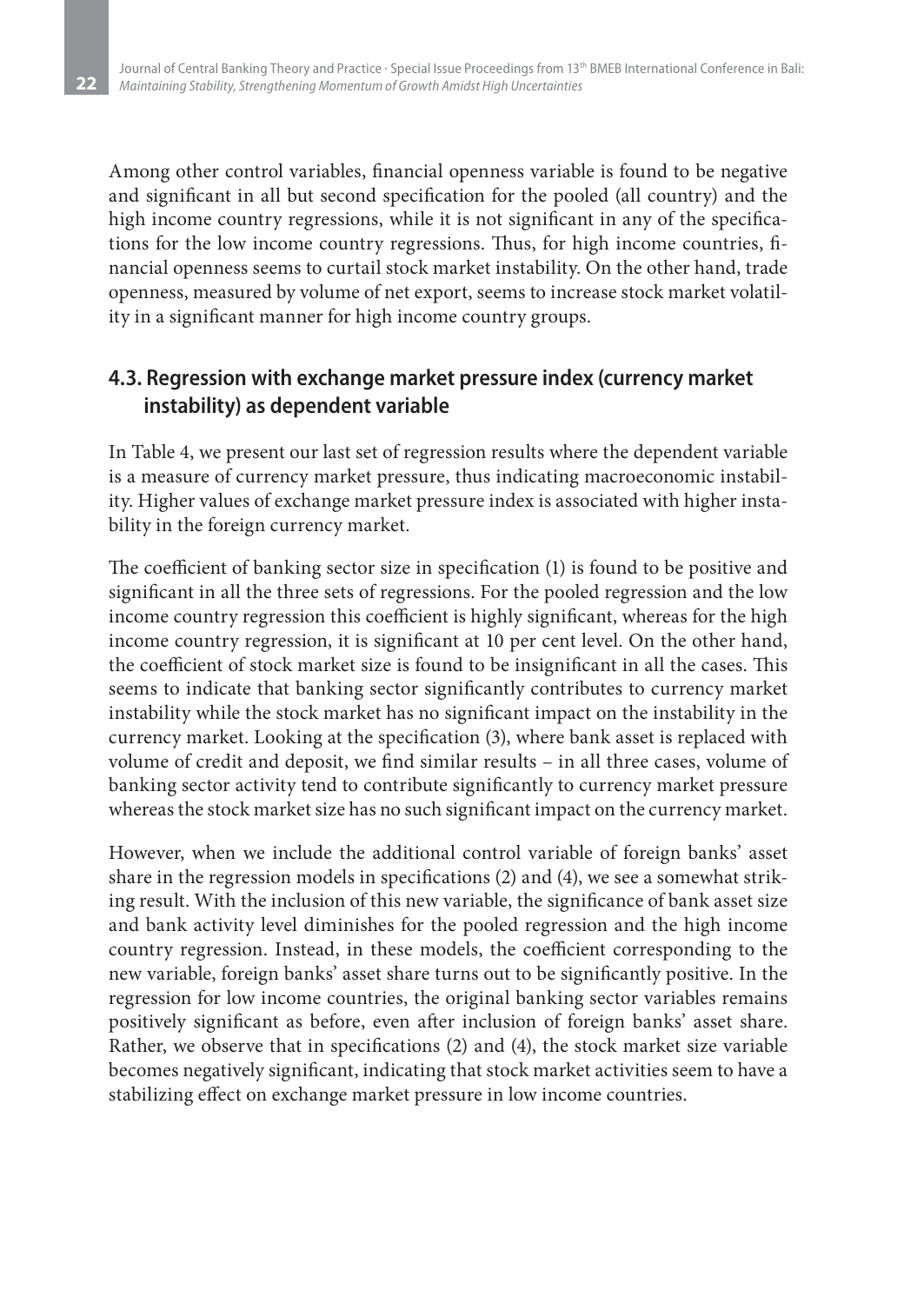Among other control variables, financial openness variable is found to be negative and significant in all but second specification for the pooled (all country) and the high income country regressions, while it is not significant in any of the specifications for the low income country regressions. Thus, for high income countries, financial openness seems to curtail stock market instability. On the other hand, trade openness, measured by volume of net export, seems to increase stock market volatility in a significant manner for high income country groups.

## 4.3. Regression with exchange market pressure index (currency market instability) as dependent variable

In Table 4, we present our last set of regression results where the dependent variable is a measure of currency market pressure, thus indicating macroeconomic instability. Higher values of exchange market pressure index is associated with higher instability in the foreign currency market.

The coefficient of banking sector size in specification (1) is found to be positive and significant in all the three sets of regressions. For the pooled regression and the low income country regression this coefficient is highly significant, whereas for the high income country regression, it is significant at 10 per cent level. On the other hand, the coefficient of stock market size is found to be insignificant in all the cases. This seems to indicate that banking sector significantly contributes to currency market instability while the stock market has no significant impact on the instability in the currency market. Looking at the specification (3), where bank asset is replaced with volume of credit and deposit, we find similar results – in all three cases, volume of banking sector activity tend to contribute significantly to currency market pressure whereas the stock market size has no such significant impact on the currency market.

However, when we include the additional control variable of foreign banks' asset share in the regression models in specifications (2) and (4), we see a somewhat striking result. With the inclusion of this new variable, the significance of bank asset size and bank activity level diminishes for the pooled regression and the high income country regression. Instead, in these models, the coefficient corresponding to the new variable, foreign banks' asset share turns out to be significantly positive. In the regression for low income countries, the original banking sector variables remains positively significant as before, even after inclusion of foreign banks' asset share. Rather, we observe that in specifications (2) and (4), the stock market size variable becomes negatively significant, indicating that stock market activities seem to have a stabilizing effect on exchange market pressure in low income countries.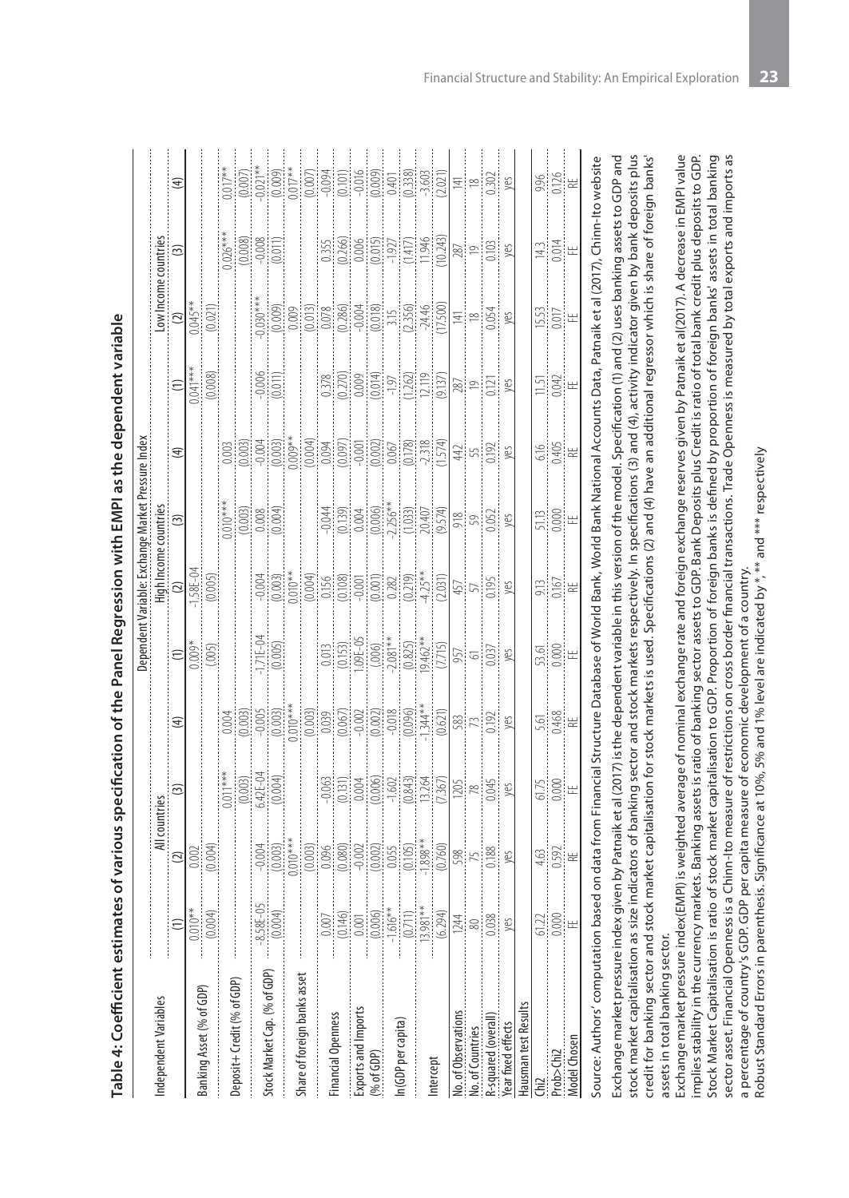**Table 4: Coefficient estimates of various specification of the Panel Regression with EMPI as the dependent variable**

| Independent Variables | All countries | | | | High Income countries | | | | Low Income countries | | | |
|---|---|---|---|---|---|---|---|---|---|---|---|---|
| | (1) | (2) | (3) | (4) | (1) | (2) | (3) | (4) | (1) | (2) | (3) | (4) |
| Banking Asset (% of GDP) | 0.010** | 0.002 | | | 0.009* | -1.58E-04 | | | 0.041*** | 0.045** | | |
| | (0.004) | (0.004) | | | (.005) | (0.005) | | | (0.008) | (0.021) | | |
| Deposit+ Credit (% of GDP) | | | 0.011*** | 0.004 | | | 0.010*** | 0.003 | | | 0.026*** | 0.017** |
| | | | (0.003) | (0.003) | | | (0.003) | (0.003) | | | (0.008) | (0.007) |
| Stock Market Cap. (% of GDP) | -8.58E-05 | -0.004 | 6.42E-04 | -0.005 | -1.71E-04 | -0.004 | 0.008 | -0.004 | -0.006 | -0.030*** | -0.008 | -0.021** |
| | (0.004) | (0.003) | (0.004) | (0.003) | (0.005) | (0.003) | (0.004) | (0.003) | (0.011) | (0.009) | (0.011) | (0.009) |
| Share of foreign banks asset | | 0.010*** | | 0.010*** | | 0.010** | | 0.009** | | 0.009 | | 0.017** |
| | | (0.003) | | (0.003) | | (0.004) | | (0.004) | | (0.013) | | (0.007) |
| Financial Openness | 0.007 | 0.096 | -0.063 | 0.039 | 0.013 | 0.156 | -0.044 | 0.094 | 0.378 | 0.078 | 0.355 | -0.094 |
| | (0.146) | (0.080) | (0.131) | (0.067) | (0.153) | (0.108) | (0.139) | (0.097) | (0.270) | (0.286) | (0.266) | (0.101) |
| Exports and Imports (% of GDP) | 0.001 | -0.002 | 0.004 | -0.002 | 1.09E-05 | -0.001 | 0.004 | -0.001 | 0.009 | -0.004 | 0.006 | -0.016 |
| | (0.006) | (0.002) | (0.006) | (0.002) | (.006) | (0.001) | (0.006) | (0.002) | (0.014) | (0.018) | (0.015) | (0.009) |
| ln(GDP per capita) | -1.616** | 0.055 | -1.602 | -0.018 | -2.081** | 0.282 | -2.256** | 0.067 | -1.97 | 3.15 | -1.927 | 0.401 |
| | (0.711) | (0.105) | (0.843) | (0.096) | (0.825) | (0.219) | (1.033) | (0.178) | (1.262) | (2.356) | (1.417) | (0.338) |
| Intercept | 13.981** | -1.898** | 13.264 | -1.344** | 19.462** | -4.25** | 20.407 | -2.318 | 12.119 | -24.46 | 11.946 | -3.603 |
| | (6.294) | (0.760) | (7.367) | (0.621) | (7.715) | (2.031) | (9.574) | (1.574) | (9.137) | (17.500) | (10.243) | (2.021) |
| No. of Observations | 1244 | 598 | 1205 | 583 | 957 | 457 | 918 | 442 | 287 | 141 | 287 | 141 |
| No. of Countries | 80 | 75 | 78 | 73 | 61 | 57 | 59 | 55 | 19 | 18 | 19 | 18 |
| R-squared (overall) | 0.038 | 0.188 | 0.045 | 0.192 | 0.037 | 0.195 | 0.052 | 0.192 | 0.121 | 0.054 | 0.103 | 0.302 |
| Year fixed effects | yes | yes | yes | yes | yes | yes | yes | yes | yes | yes | yes | yes |
| Hausman test Results | | | | | | | | | | | | |
| Chi2 | 61.22 | 4.63 | 61.75 | 5.61 | 53.61 | 9.13 | 51.13 | 6.16 | 11.51 | 15.53 | 14.3 | 9.96 |
| Prob>Chi2 | 0.000 | 0.592 | 0.000 | 0.468 | 0.000 | 0.167 | 0.000 | 0.405 | 0.042 | 0.017 | 0.014 | 0.126 |
| Model Chosen | FE | RE | FE | RE | FE | RE | FE | RE | FE | FE | FE | RE |

Source: Authors' computation based on data from Financial Structure Database of World Bank, World Bank National Accounts Data, Patnaik et al (2017), Chinn-Ito website

Exchange market pressure index given by Patnaik et al (2017) is the dependent variable in this version of the model. Specification (1) and (2) uses banking assets to GDP and stock market capitalisation as size indicators of banking sector and stock markets respectively. In specifications (3) and (4), activity indicator given by bank deposits plus credit for banking sector and stock market capitalisation for stock markets is used. Specifications (2) and (4) have an additional regressor which is share of foreign banks' assets in total banking sector.

Exchange market pressure index(EMPI) is weighted average of nominal exchange rate and foreign exchange reserves given by Patnaik et al(2017). A decrease in EMPI value implies stability in the currency markets. Banking assets is ratio of banking sector assets to GDP. Bank Deposits plus Credit is ratio of total bank credit plus deposits to GDP. Stock Market Capitalisation is ratio of stock market capitalisation to GDP. Proportion of foreign banks is defined by proportion of foreign banks' assets in total banking sector asset. Financial Openness is a Chinn-Ito measure of restrictions on cross border financial transactions. Trade Openness is measured by total exports and imports as a percentage of country's GDP. GDP per capita measure of economic development of a country.

Robust Standard Errors in parenthesis. Significance at 10%, 5% and 1% level are indicated by *, ** and *** respectively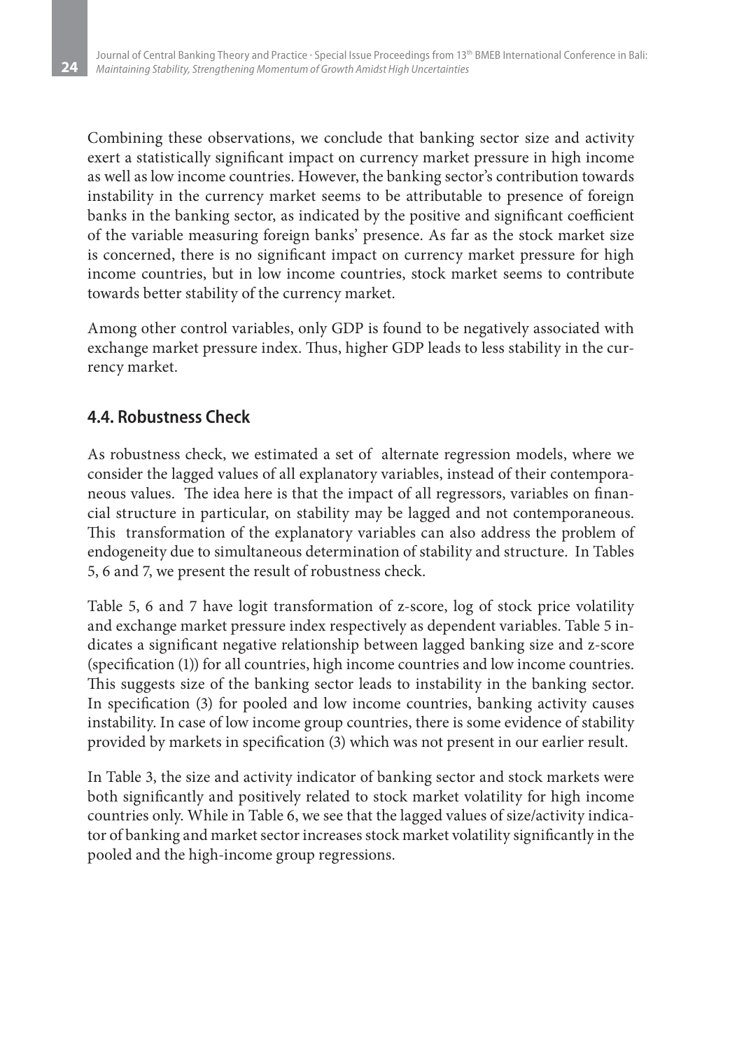Combining these observations, we conclude that banking sector size and activity exert a statistically significant impact on currency market pressure in high income as well as low income countries. However, the banking sector's contribution towards instability in the currency market seems to be attributable to presence of foreign banks in the banking sector, as indicated by the positive and significant coefficient of the variable measuring foreign banks' presence. As far as the stock market size is concerned, there is no significant impact on currency market pressure for high income countries, but in low income countries, stock market seems to contribute towards better stability of the currency market.

Among other control variables, only GDP is found to be negatively associated with exchange market pressure index. Thus, higher GDP leads to less stability in the currency market.

### 4.4. Robustness Check

As robustness check, we estimated a set of alternate regression models, where we consider the lagged values of all explanatory variables, instead of their contemporaneous values. The idea here is that the impact of all regressors, variables on financial structure in particular, on stability may be lagged and not contemporaneous. This transformation of the explanatory variables can also address the problem of endogeneity due to simultaneous determination of stability and structure. In Tables 5, 6 and 7, we present the result of robustness check.

Table 5, 6 and 7 have logit transformation of z-score, log of stock price volatility and exchange market pressure index respectively as dependent variables. Table 5 indicates a significant negative relationship between lagged banking size and z-score (specification (1)) for all countries, high income countries and low income countries. This suggests size of the banking sector leads to instability in the banking sector. In specification (3) for pooled and low income countries, banking activity causes instability. In case of low income group countries, there is some evidence of stability provided by markets in specification (3) which was not present in our earlier result.

In Table 3, the size and activity indicator of banking sector and stock markets were both significantly and positively related to stock market volatility for high income countries only. While in Table 6, we see that the lagged values of size/activity indicator of banking and market sector increases stock market volatility significantly in the pooled and the high-income group regressions.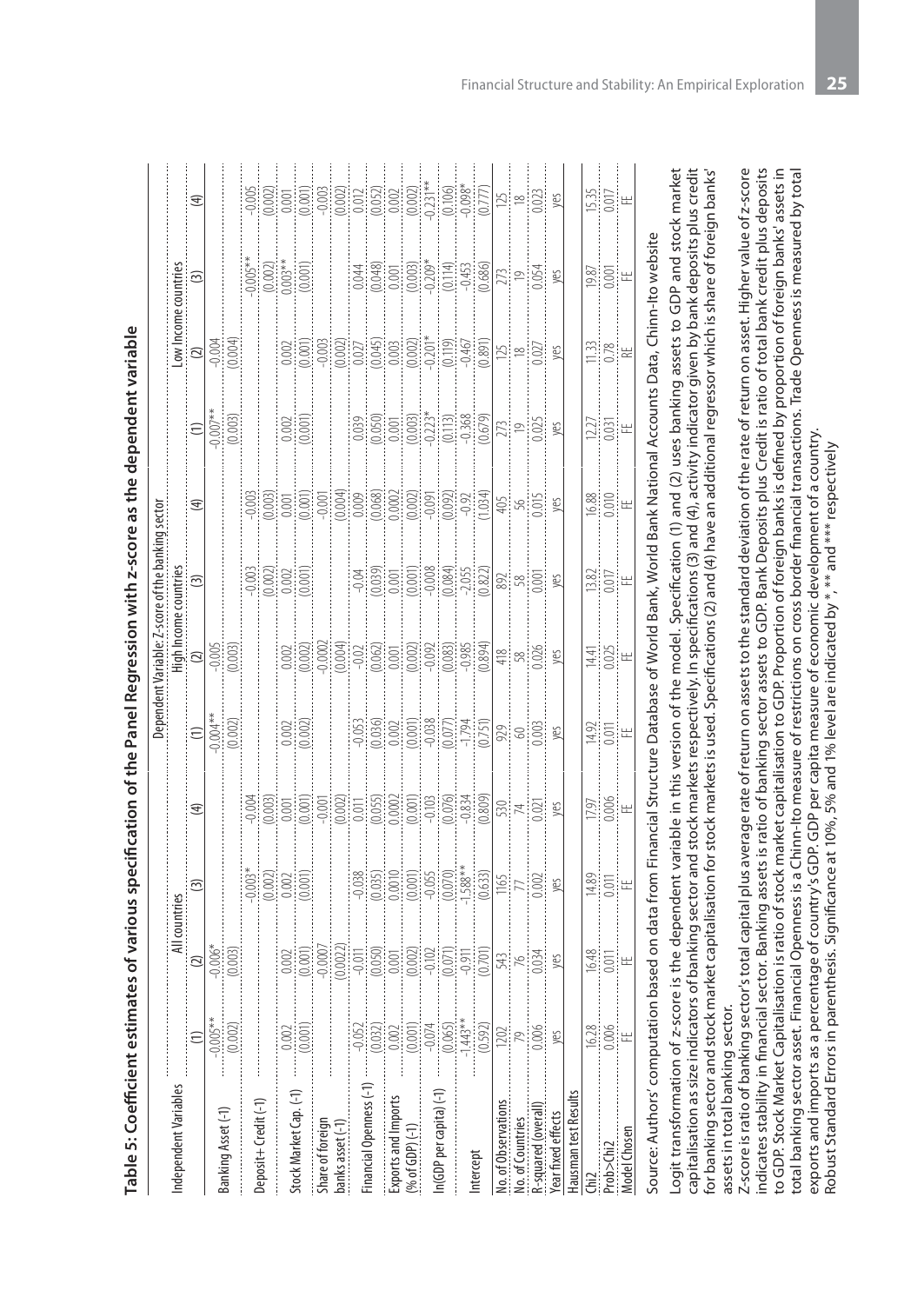## Table 5: Coefficient estimates of various specification of the Panel Regression with z-score as the dependent variable

| Independent Variables | Dependent Variable: Z-score of the banking sector | | | | | | | | | | | |
|---|---|---|---|---|---|---|---|---|---|---|---|---|
| | All countries | | | | High Income countries | | | | Low Income countries | | | |
| | (1) | (2) | (3) | (4) | (1) | (2) | (3) | (4) | (1) | (2) | (3) | (4) |
| Banking Asset (-1) | -0.005** | -0.006* | | | -0.004** | -0.005 | | | -0.007** | -0.004 | | |
| | (0.002) | (0.003) | | | (0.002) | (0.003) | | | (0.003) | (0.004) | | |
| Deposit+ Credit (-1) | | | -0.003* | -0.004 | | | -0.003 | -0.003 | | | -0.005** | -0.005 |
| | | | (0.002) | (0.003) | | | (0.002) | (0.003) | | | (0.002) | (0.002) |
| Stock Market Cap. (-1) | 0.002 | 0.002 | 0.002 | 0.001 | 0.002 | 0.002 | 0.002 | 0.001 | 0.002 | 0.002 | 0.003** | 0.001 |
| | (0.001) | (0.001) | (0.001) | (0.001) | (0.002) | (0.002) | (0.001) | (0.001) | (0.001) | (0.001) | (0.001) | (0.001) |
| Share of foreign banks asset (-1) | | -0.0007 | | -0.001 | | -0.0002 | | -0.001 | | -0.003 | | -0.003 |
| | | (0.0022) | | (0.002) | | (0.004) | | (0.004) | | (0.002) | | (0.002) |
| Financial Openness (-1) | -0.052 | -0.011 | -0.038 | 0.011 | -0.053 | -0.02 | -0.04 | 0.009 | 0.039 | 0.027 | 0.044 | 0.012 |
| | (0.032) | (0.050) | (0.035) | (0.055) | (0.036) | (0.062) | (0.039) | (0.068) | (0.050) | (0.045) | (0.048) | (0.052) |
| Exports and Imports (% of GDP) (-1) | 0.002 | 0.001 | 0.0010 | 0.0002 | 0.002 | 0.001 | 0.001 | 0.0002 | 0.001 | 0.003 | 0.001 | 0.002 |
| | (0.001) | (0.002) | (0.001) | (0.001) | (0.001) | (0.002) | (0.001) | (0.002) | (0.003) | (0.002) | (0.003) | (0.002) |
| ln(GDP per capita) (-1) | -0.074 | -0.102 | -0.055 | -0.103 | -0.038 | -0.092 | -0.008 | -0.091 | -0.223* | -0.201* | -0.209* | -0.231** |
| | (0.065) | (0.071) | (0.070) | (0.076) | (0.077) | (0.083) | (0.084) | (0.092) | (0.113) | (0.119) | (0.114) | (0.106) |
| Intercept | -1.443** | -0.911 | -1.588** | -0.834 | -1.794 | -0.985 | -2.055 | -0.92 | -0.368 | -0.467 | -0.453 | -0.098* |
| | (0.592) | (0.701) | (0.633) | (0.809) | (0.751) | (0.894) | (0.822) | (1.034) | (0.679) | (0.891) | (0.686) | (0.777) |
| No. of Observations | 1202 | 543 | 1165 | 530 | 929 | 418 | 892 | 405 | 273 | 125 | 273 | 125 |
| No. of Countries | 79 | 76 | 77 | 74 | 60 | 58 | 58 | 56 | 19 | 18 | 19 | 18 |
| R-squared (overall) | 0.006 | 0.034 | 0.002 | 0.021 | 0.003 | 0.026 | 0.001 | 0.015 | 0.025 | 0.027 | 0.054 | 0.023 |
| Year fixed effects | yes | yes | yes | yes | yes | yes | yes | yes | yes | yes | yes | yes |
| Hausman test Results | | | | | | | | | | | | |
| Chi2 | 16.28 | 16.48 | 14.89 | 17.97 | 14.92 | 14.41 | 13.82 | 16.88 | 12.27 | 11.33 | 19.87 | 15.35 |
| Prob>Chi2 | 0.006 | 0.011 | 0.011 | 0.006 | 0.011 | 0.025 | 0.017 | 0.010 | 0.031 | 0.78 | 0.001 | 0.017 |
| Model Chosen | FE | FE | FE | FE | FE | FE | FE | FE | FE | RE | FE | FE |

Source: Authors' computation based on data from Financial Structure Database of World Bank, World Bank National Accounts Data, Chinn-Ito website

Logit transformation of z-score is the dependent variable in this version of the model. Specification (1) and (2) uses banking assets to GDP and stock market capitalisation as size indicators of banking sector and stock markets respectively. In specifications (3) and (4), activity indicator given by bank deposits plus credit for banking sector and stock market capitalisation for stock markets is used. Specifications (2) and (4) have an additional regressor which is share of foreign banks' assets in total banking sector.

Z-score is ratio of banking sector's total capital plus average rate of return on assets to the standard deviation of the rate of return on asset. Higher value of z-score indicates stability in financial sector. Banking assets is ratio of banking sector assets to GDP. Bank Deposits plus Credit is ratio of total bank credit plus deposits to GDP. Stock Market Capitalisation is ratio of stock market capitalisation to GDP. Proportion of foreign banks is defined by proportion of foreign banks' assets in total banking sector asset. Financial Openness is a Chinn-Ito measure of restrictions on cross border financial transactions. Trade Openness is measured by total exports and imports as a percentage of country's GDP. GDP per capita measure of economic development of a country.

Robust Standard Errors in parenthesis. Significance at 10%, 5% and 1% level are indicated by *, ** and *** respectively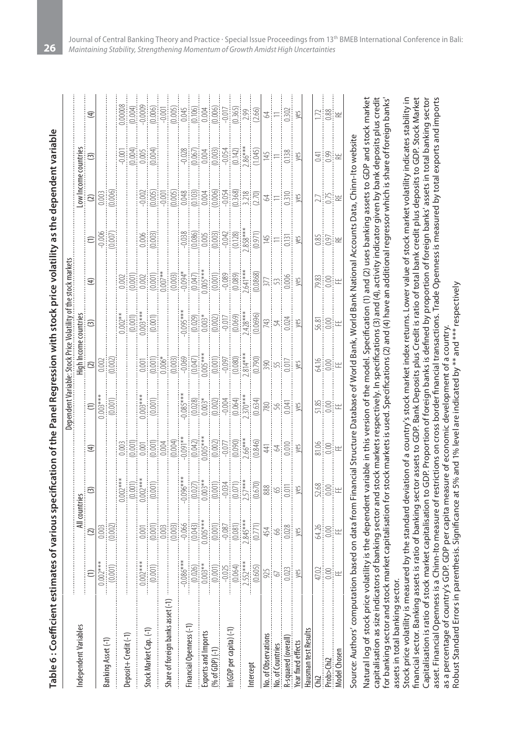**Table 6 : Coefficient estimates of various specification of the Panel Regression with stock price volatility as the dependent variable**

| Independent Variables | Dependent Variable: Stock Price Volatility of the stock markets | | | | | | | | | | | |
|---|---|---|---|---|---|---|---|---|---|---|---|---|
| | All countries | | | | High Income countries | | | | Low Income countries | | | |
| | (1) | (2) | (3) | (4) | (1) | (2) | (3) | (4) | (1) | (2) | (3) | (4) |
| Banking Asset (-1) | 0.002*** | 0.003 | | | 0.003*** | 0.002 | | | -0.006 | 0.003 | | |
| | (0.001) | (0.002) | | | (0.001) | (0.002) | | | (0.007) | (0.006) | | |
| Deposit+ Credit (-1) | | | 0.002*** | 0.003 | | | 0.002** | 0.002 | | | -0.001 | 0.00008 |
| | | | (0.001) | (0.001) | | | (0.001) | (0.001) | | | (0.004) | (0.004) |
| Stock Market Cap. (-1) | 0.002*** | 0.001 | 0.002*** | 0.001 | 0.003*** | 0.001 | 0.003*** | 0.002 | 0.006 | -0.002 | 0.005 | -0.009 |
| | (0.001) | (0.001) | (0.001) | (0.001) | (0.001) | (0.001) | (0.001) | (0.001) | (0.003) | (0.005) | (0.004) | (0.006) |
| Share of foreign banks asset (-1) | | 0.003 | | 0.004 | | 0.006* | | 0.007** | | -0.001 | | -0.001 |
| | | (0.003) | | (0.004) | | (0.003) | | (0.003) | | (0.005) | | (0.005) |
| Financial Openness (-1) | -0.086*** | -0.066 | -0.096*** | -0.091** | -0.085*** | -0.069 | -0.095*** | -0.094* | -0.038 | 0.048 | -0.028 | 0.045 |
| | (0.026) | (0.043) | (0.027) | (0.042) | (0.028) | (0.047) | (0.029) | (0.047) | (0.086) | (0.103) | (0.067) | (0.106) |
| Exports and Imports (% of GDP) (-1) | 0.003** | 0.005*** | 0.003** | 0.005*** | 0.003* | 0.005*** | 0.003* | 0.005*** | 0.005 | 0.004 | 0.004 | 0.004 |
| | (0.001) | (0.001) | (0.001) | (0.002) | (0.002) | (0.001) | (0.002) | (0.001) | (0.003) | (0.006) | (0.003) | (0.006) |
| ln(GDP per capita) (-1) | -0.025 | -0.087 | -0.034 | -0.077 | -0.004 | -0.097 | -0.017 | -0.089 | -0.042 | -0.054 | -0.054 | -0.017 |
| | (0.064) | (0.081) | (0.071) | (0.090) | (0.064) | (0.080) | (0.069) | (0.089) | (0.128) | (0.368) | (0.142) | (0.365) |
| Intercept | 2.552*** | 2.845*** | 2.57*** | 2.66*** | 2.370*** | 2.814*** | 2.428*** | 2.641*** | 2.858*** | 3.218 | 2.86*** | 2.99 |
| | (0.605) | (0.771) | (0.670) | (0.846) | (0.634) | (0.790) | (0.0696) | (0.0868) | (0.971) | (2.70) | (1.045) | (2.66) |
| No. of Observations | 925 | 454 | 888 | 441 | 780 | 390 | 743 | 377 | 145 | 64 | 145 | 64 |
| No. of Countries | 67 | 66 | 65 | 64 | 56 | 55 | 54 | 53 | 11 | 11 | 11 | 11 |
| R-squared (overall) | 0.023 | 0.028 | 0.011 | 0.010 | 0.041 | 0.017 | 0.024 | 0.006 | 0.131 | 0.310 | 0.138 | 0.302 |
| Year fixed effects | yes | yes | yes | yes | yes | yes | yes | yes | yes | yes | yes | yes |
| Hausman test Results | | | | | | | | | | | | |
| Chi2 | 47.02 | 64.26 | 52.68 | 81.06 | 51.85 | 64.16 | 56.81 | 79.83 | 0.85 | 2.7 | 0.41 | 1.72 |
| Prob>Chi2 | 0.00 | 0.00 | 0.00 | 0.00 | 0.00 | 0.00 | 0.00 | 0.00 | 0.97 | 0.75 | 0.99 | 0.88 |
| Model Chosen | FE | FE | FE | FE | FE | FE | FE | FE | RE | RE | RE | RE |

Source: Authors' computation based on data from Financial Structure Database of World Bank, World Bank National Accounts Data, Chinn-Ito website

Natural log of stock price volatility is the dependent variable in this version of the model. Specification (1) and (2) uses banking assets to GDP and stock market capitalisation as size indicators of banking sector and stock markets respectively. In specifications (3) and (4), activity indicator given by bank deposits plus credit for banking sector and stock market capitalisation for stock markets is used. Specifications (2) and (4) have an additional regressor which is share of foreign banks' assets in total banking sector.

Stock price volatility is measured by the standard deviation of a country's stock market index returns. Lower value of stock market volatility indicates stability in financial sector. Banking assets is ratio of banking sector assets to GDP. Bank Deposits plus Credit is ratio of total bank credit plus deposits to GDP. Stock Market Capitalisation is ratio of stock market capitalisation to GDP. Proportion of foreign banks is defined by proportion of foreign banks' assets in total banking sector asset. Financial Openness is a Chinn-Ito measure of restrictions on cross border financial transactions. Trade Openness is measured by total exports and imports as a percentage of country's GDP. GDP per capita measure of economic development of a country.

Robust Standard Errors in parenthesis. Significance at 5% and 1% level are indicated by ** and *** respectively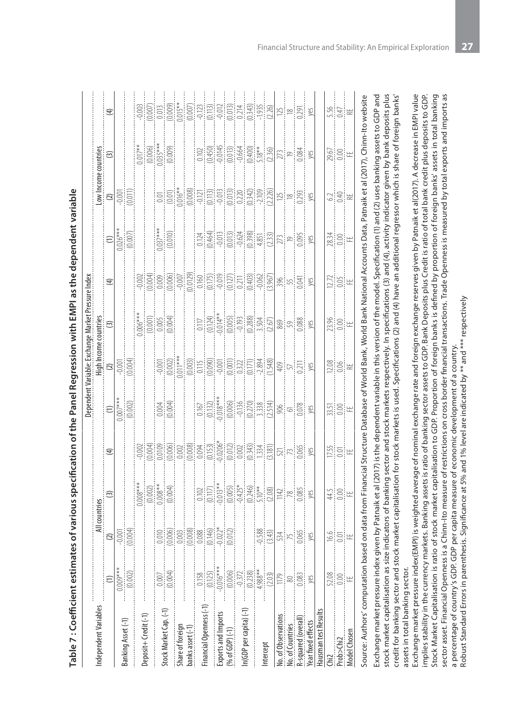**Table 7 : Coefficient estimates of various specification of the Panel Regression with EMPI as the dependent variable**

| Independent Variables | Dependent Variable: Exchange Market Pressure Index | | | | | | | | | | | |
|---|---|---|---|---|---|---|---|---|---|---|---|---|
| | All countries | | | | High Income countries | | | | Low Income countries | | | |
| | (1) | (2) | (3) | (4) | (1) | (2) | (3) | (4) | (1) | (2) | (3) | (4) |
| Banking Asset (-1) | 0.009*** | -0.001 | | | 0.007*** | -0.001 | | | 0.026*** | -0.001 | | |
| | (0.002) | (0.004) | | | (0.002) | (0.004) | | | (0.007) | (0.011) | | |
| Deposit+ Credit (-1) | | | 0.008*** | -0.002 | | | 0.006*** | -0.002 | | | 0.017** | -0.003 |
| | | | (0.002) | (0.004) | | | (0.001) | (0.004) | | | (0.006) | (0.007) |
| Stock Market Cap. (-1) | 0.007 | 0.010 | 0.008** | 0.0109 | 0.004 | -0.001 | 0.005 | 0.009 | 0.037*** | 0.01 | 0.035*** | 0.013 |
| | (0.004) | (0.006) | (0.004) | (0.006) | (0.004) | (0.002) | (0.004) | (0.006) | (0.010) | (0.01) | (0.009) | (0.009) |
| Share of foreign banks asset (-1) | | 0.003 | | 0.002 | | 0.011*** | | -0.007 | | 0.016** | | 0.015** |
| | | (0.008) | | (0.008) | | (0.003) | | (0.0129) | | (0.008) | | (0.007) |
| Financial Openness (-1) | 0.158 | 0.088 | 0.102 | 0.094 | 0.167 | 0.115 | 0.117 | 0.160 | 0.124 | -0.121 | 0.102 | -0.123 |
| | (0.125) | (0.146) | (0.117) | (0.153) | (0.132) | (0.090) | (0.124) | (0.175) | (0.464) | (0.113) | (0.450) | (0.113) |
| Exports and Imports (% of GDP) (-1) | -0.016*** | -0.022* | -0.013** | -0.0206* | -0.018*** | -0.001 | -0.014** | -0.019 | -0.013 | -0.013 | -0.0145 | -0.012 |
| | (0.006) | (0.012) | (0.005) | (0.012) | (0.006) | (0.001) | (0.005) | (0.127) | (0.013) | (0.013) | (0.013) | (0.013) |
| ln(GDP per capita) (-1) | -0.372 | | -0.425* | 0.002 | -0.136 | 0.322 | -0.193 | 0.211 | -0.624 | 0.220 | -0.664 | 0.214 |
| | (0.238) | | (0.246) | (0.343) | (0.270) | (0.171) | (0.288) | (0.403) | (0.398) | (0.342) | (0.400) | (0.343) |
| Intercept | 4.988** | -0.588 | 5.10** | 1.334 | 3.338 | -2.894 | 3.504 | -0.062 | 4.851 | -2.109 | 5.18** | -1.935 |
| | (2.03) | (3.43) | (2.08) | (3.181) | (2.514) | (1.548) | (2.67) | (3.967) | (2.33) | (2.226) | (2.36) | (2.26) |
| No. of Observations | 1179 | 534 | 1142 | 521 | 906 | 409 | 869 | 396 | 273 | 125 | 273 | 125 |
| No. of Countries | 80 | 75 | 78 | 73 | 61 | 57 | 59 | 55 | 19 | 18 | 19 | 18 |
| R-squared (overall) | 0.083 | 0.065 | 0.085 | 0.065 | 0.078 | 0.211 | 0.088 | 0.041 | 0.095 | 0.293 | 0.084 | 0.291 |
| Year fixed effects | yes | yes | yes | yes | yes | yes | yes | yes | yes | yes | yes | yes |
| Hausman test Results | | | | | | | | | | | | |
| Chi2 | 52.08 | 16.6 | 44.5 | 17.55 | 33.51 | 12.08 | 23.96 | 12.72 | 28.34 | 6.2 | 29.67 | 5.56 |
| Prob>Chi2 | 0.00 | 0.01 | 0.00 | 0.01 | 0.00 | 0.06 | 0.00 | 0.05 | 0.00 | 0.40 | 0.00 | 0.47 |
| Model Chosen | FE | FE | FE | FE | FE | RE | RE | FE | FE | RE | FE | RE |

Source: Authors' computation based on data from Financial Structure Database of World Bank, World Bank National Accounts Data, Patnaik et al (2017), Chinn-Ito website

Exchange market pressure index given by Patnaik et al (2017) is the dependent variable in this version of the model. Specification (1) and (2) uses banking assets to GDP and stock market capitalisation as size indicators of banking sector and stock markets respectively. In specifications (3) and (4), activity indicator given by bank deposits plus credit for banking sector and stock market capitalisation for stock markets is used. Specifications (2) and (4) have an additional regressor which is share of foreign banks' assets in total banking sector.

Exchange market pressure index(EMPI) is weighted average of nominal exchange rate and foreign exchange reserves given by Patnaik et al(2017). A decrease in EMPI value implies stability in the currency markets. Banking assets is ratio of banking sector assets to GDP. Bank Deposits plus Credit is ratio of total bank credit plus deposits to GDP. Stock Market Capitalisation is ratio of stock market capitalisation to GDP. Proportion of foreign banks is defined by proportion of foreign banks' assets in total banking sector asset. Financial Openness is a Chinn-Ito measure of restrictions on cross border financial transactions. Trade Openness is measured by total exports and imports as a percentage of country's GDP. GDP per capita measure of economic development of a country.

Robust Standard Errors in parenthesis. Significance at 5% and 1% level are indicated by ** and *** respectively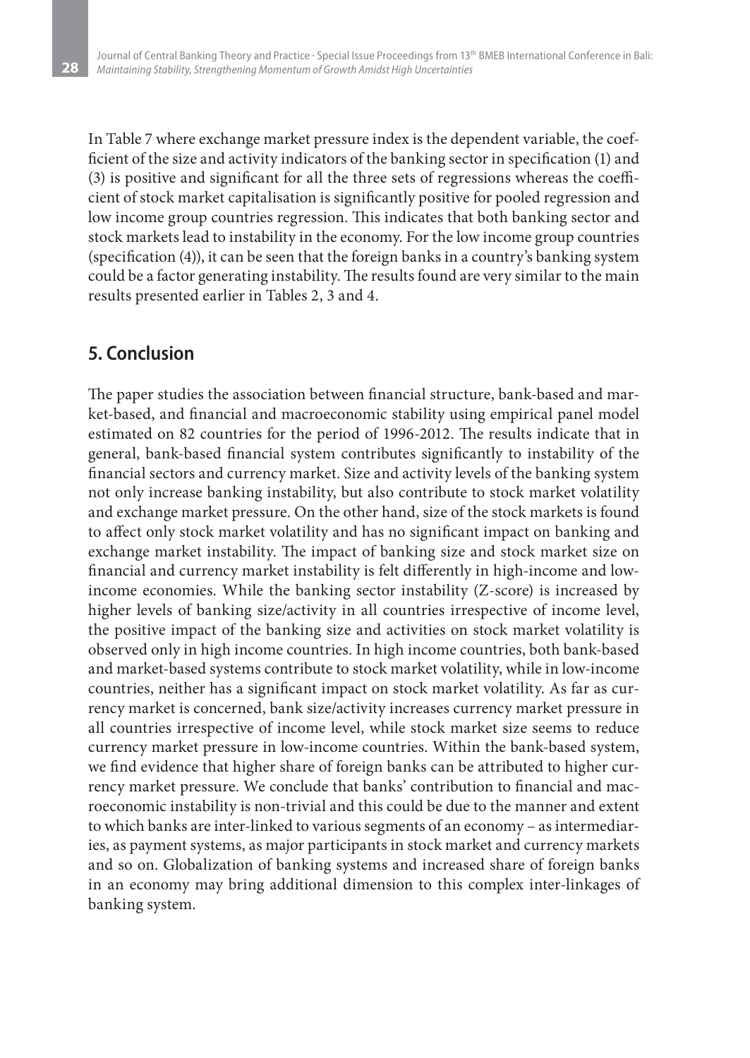In Table 7 where exchange market pressure index is the dependent variable, the coefficient of the size and activity indicators of the banking sector in specification (1) and (3) is positive and significant for all the three sets of regressions whereas the coefficient of stock market capitalisation is significantly positive for pooled regression and low income group countries regression. This indicates that both banking sector and stock markets lead to instability in the economy. For the low income group countries (specification (4)), it can be seen that the foreign banks in a country's banking system could be a factor generating instability. The results found are very similar to the main results presented earlier in Tables 2, 3 and 4.

## 5. Conclusion

The paper studies the association between financial structure, bank-based and market-based, and financial and macroeconomic stability using empirical panel model estimated on 82 countries for the period of 1996-2012. The results indicate that in general, bank-based financial system contributes significantly to instability of the financial sectors and currency market. Size and activity levels of the banking system not only increase banking instability, but also contribute to stock market volatility and exchange market pressure. On the other hand, size of the stock markets is found to affect only stock market volatility and has no significant impact on banking and exchange market instability. The impact of banking size and stock market size on financial and currency market instability is felt differently in high-income and low-income economies. While the banking sector instability (Z-score) is increased by higher levels of banking size/activity in all countries irrespective of income level, the positive impact of the banking size and activities on stock market volatility is observed only in high income countries. In high income countries, both bank-based and market-based systems contribute to stock market volatility, while in low-income countries, neither has a significant impact on stock market volatility. As far as currency market is concerned, bank size/activity increases currency market pressure in all countries irrespective of income level, while stock market size seems to reduce currency market pressure in low-income countries. Within the bank-based system, we find evidence that higher share of foreign banks can be attributed to higher currency market pressure. We conclude that banks' contribution to financial and macroeconomic instability is non-trivial and this could be due to the manner and extent to which banks are inter-linked to various segments of an economy – as intermediaries, as payment systems, as major participants in stock market and currency markets and so on. Globalization of banking systems and increased share of foreign banks in an economy may bring additional dimension to this complex inter-linkages of banking system.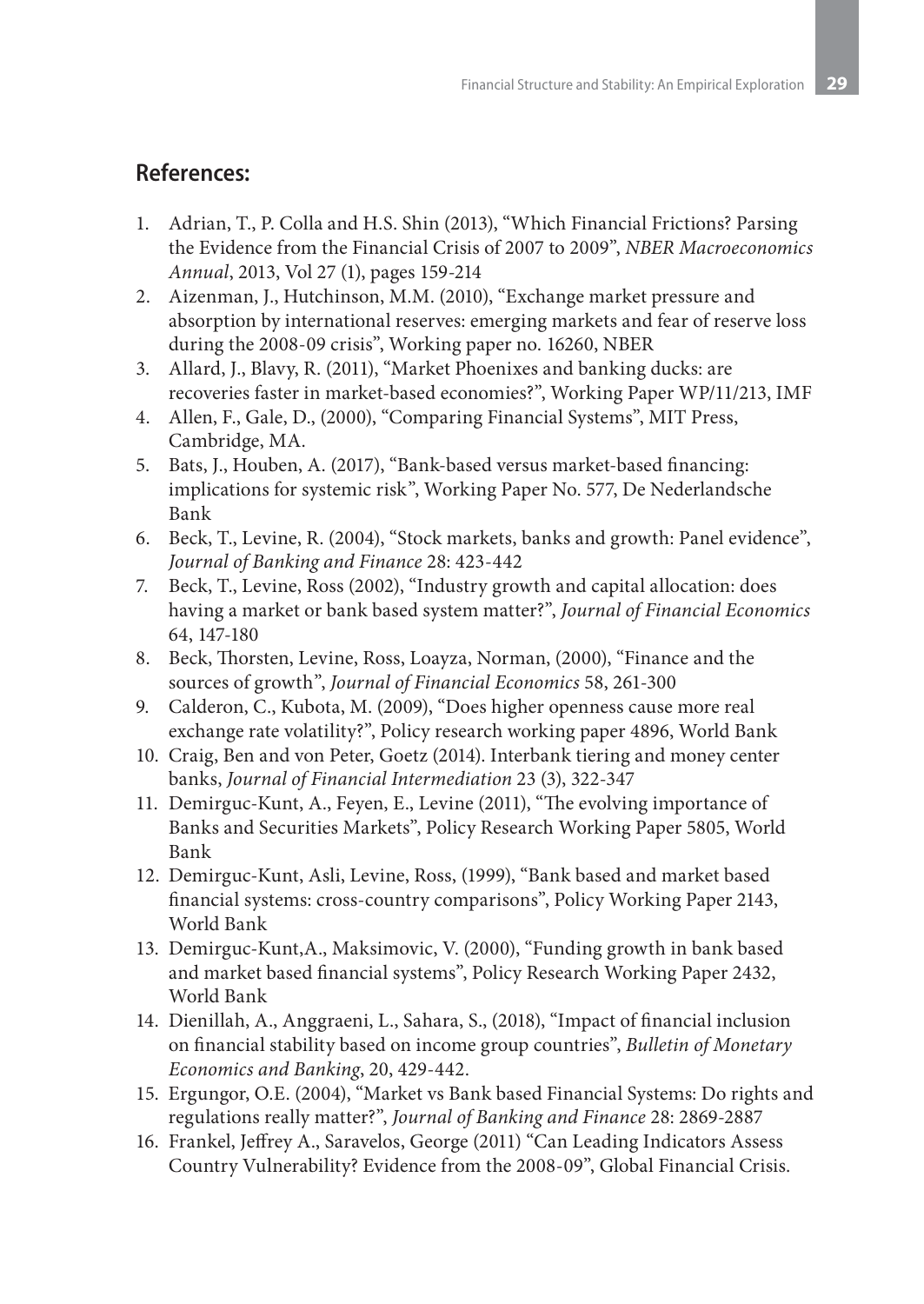## References:

1. Adrian, T., P. Colla and H.S. Shin (2013), "Which Financial Frictions? Parsing the Evidence from the Financial Crisis of 2007 to 2009", *NBER Macroeconomics Annual*, 2013, Vol 27 (1), pages 159-214
2. Aizenman, J., Hutchinson, M.M. (2010), "Exchange market pressure and absorption by international reserves: emerging markets and fear of reserve loss during the 2008-09 crisis", Working paper no. 16260, NBER
3. Allard, J., Blavy, R. (2011), "Market Phoenixes and banking ducks: are recoveries faster in market-based economies?", Working Paper WP/11/213, IMF
4. Allen, F., Gale, D., (2000), "Comparing Financial Systems", MIT Press, Cambridge, MA.
5. Bats, J., Houben, A. (2017), "Bank-based versus market-based financing: implications for systemic risk", Working Paper No. 577, De Nederlandsche Bank
6. Beck, T., Levine, R. (2004), "Stock markets, banks and growth: Panel evidence", *Journal of Banking and Finance* 28: 423-442
7. Beck, T., Levine, Ross (2002), "Industry growth and capital allocation: does having a market or bank based system matter?", *Journal of Financial Economics* 64, 147-180
8. Beck, Thorsten, Levine, Ross, Loayza, Norman, (2000), "Finance and the sources of growth", *Journal of Financial Economics* 58, 261-300
9. Calderon, C., Kubota, M. (2009), "Does higher openness cause more real exchange rate volatility?", Policy research working paper 4896, World Bank
10. Craig, Ben and von Peter, Goetz (2014). Interbank tiering and money center banks, *Journal of Financial Intermediation* 23 (3), 322-347
11. Demirguc-Kunt, A., Feyen, E., Levine (2011), "The evolving importance of Banks and Securities Markets", Policy Research Working Paper 5805, World Bank
12. Demirguc-Kunt, Asli, Levine, Ross, (1999), "Bank based and market based financial systems: cross-country comparisons", Policy Working Paper 2143, World Bank
13. Demirguc-Kunt,A., Maksimovic, V. (2000), "Funding growth in bank based and market based financial systems", Policy Research Working Paper 2432, World Bank
14. Dienillah, A., Anggraeni, L., Sahara, S., (2018), "Impact of financial inclusion on financial stability based on income group countries", *Bulletin of Monetary Economics and Banking*, 20, 429-442.
15. Ergungor, O.E. (2004), "Market vs Bank based Financial Systems: Do rights and regulations really matter?", *Journal of Banking and Finance* 28: 2869-2887
16. Frankel, Jeffrey A., Saravelos, George (2011) "Can Leading Indicators Assess Country Vulnerability? Evidence from the 2008-09", Global Financial Crisis.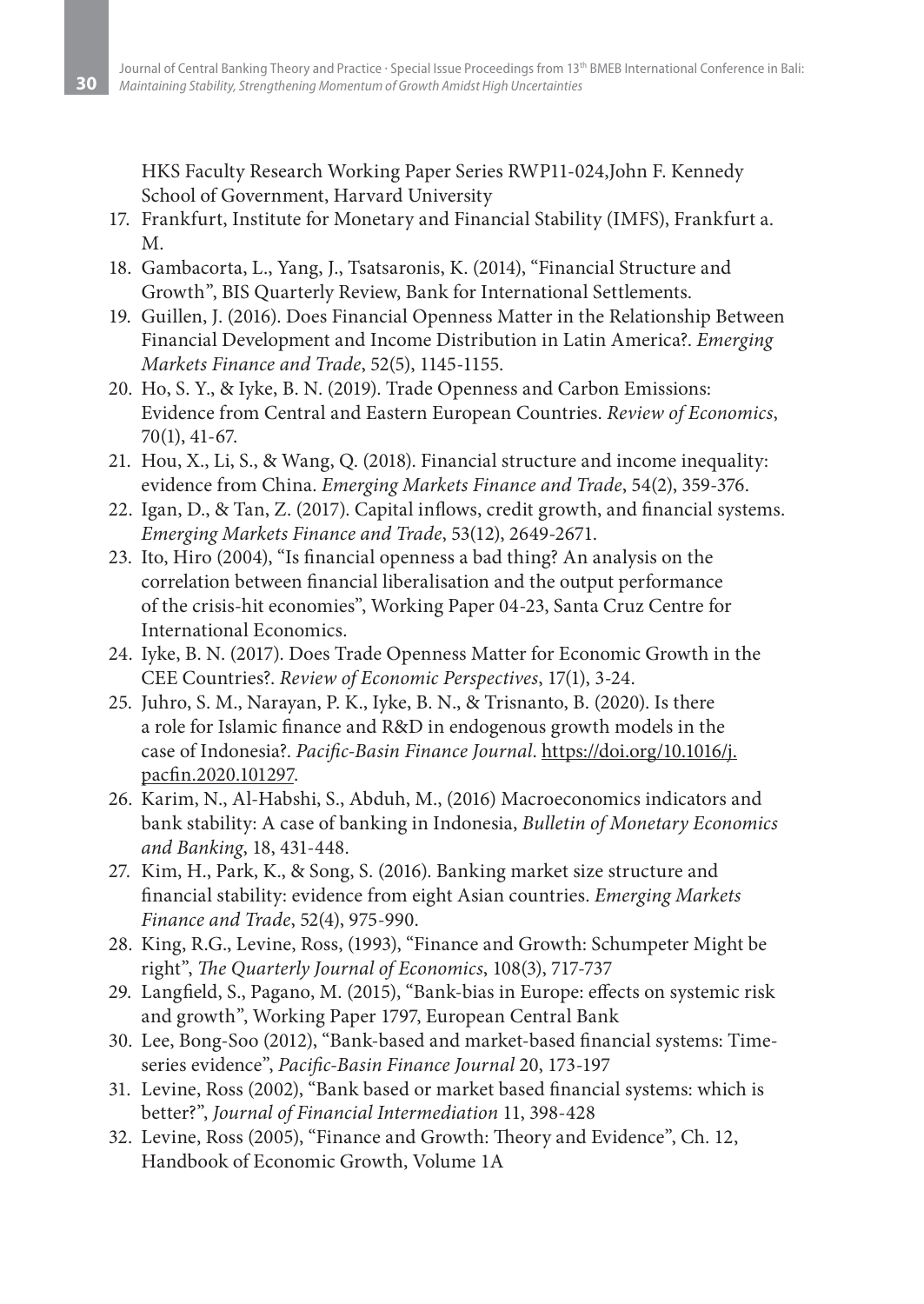HKS Faculty Research Working Paper Series RWP11-024,John F. Kennedy School of Government, Harvard University

17. Frankfurt, Institute for Monetary and Financial Stability (IMFS), Frankfurt a. M.
18. Gambacorta, L., Yang, J., Tsatsaronis, K. (2014), "Financial Structure and Growth", BIS Quarterly Review, Bank for International Settlements.
19. Guillen, J. (2016). Does Financial Openness Matter in the Relationship Between Financial Development and Income Distribution in Latin America?. *Emerging Markets Finance and Trade*, 52(5), 1145-1155.
20. Ho, S. Y., & Iyke, B. N. (2019). Trade Openness and Carbon Emissions: Evidence from Central and Eastern European Countries. *Review of Economics*, 70(1), 41-67.
21. Hou, X., Li, S., & Wang, Q. (2018). Financial structure and income inequality: evidence from China. *Emerging Markets Finance and Trade*, 54(2), 359-376.
22. Igan, D., & Tan, Z. (2017). Capital inflows, credit growth, and financial systems. *Emerging Markets Finance and Trade*, 53(12), 2649-2671.
23. Ito, Hiro (2004), "Is financial openness a bad thing? An analysis on the correlation between financial liberalisation and the output performance of the crisis-hit economies", Working Paper 04-23, Santa Cruz Centre for International Economics.
24. Iyke, B. N. (2017). Does Trade Openness Matter for Economic Growth in the CEE Countries?. *Review of Economic Perspectives*, 17(1), 3-24.
25. Juhro, S. M., Narayan, P. K., Iyke, B. N., & Trisnanto, B. (2020). Is there a role for Islamic finance and R&D in endogenous growth models in the case of Indonesia?. *Pacific-Basin Finance Journal*. https://doi.org/10.1016/j.pacfin.2020.101297.
26. Karim, N., Al-Habshi, S., Abduh, M., (2016) Macroeconomics indicators and bank stability: A case of banking in Indonesia, *Bulletin of Monetary Economics and Banking*, 18, 431-448.
27. Kim, H., Park, K., & Song, S. (2016). Banking market size structure and financial stability: evidence from eight Asian countries. *Emerging Markets Finance and Trade*, 52(4), 975-990.
28. King, R.G., Levine, Ross, (1993), "Finance and Growth: Schumpeter Might be right", *The Quarterly Journal of Economics*, 108(3), 717-737
29. Langfield, S., Pagano, M. (2015), "Bank-bias in Europe: effects on systemic risk and growth", Working Paper 1797, European Central Bank
30. Lee, Bong-Soo (2012), "Bank-based and market-based financial systems: Time-series evidence", *Pacific-Basin Finance Journal* 20, 173-197
31. Levine, Ross (2002), "Bank based or market based financial systems: which is better?", *Journal of Financial Intermediation* 11, 398-428
32. Levine, Ross (2005), "Finance and Growth: Theory and Evidence", Ch. 12, Handbook of Economic Growth, Volume 1A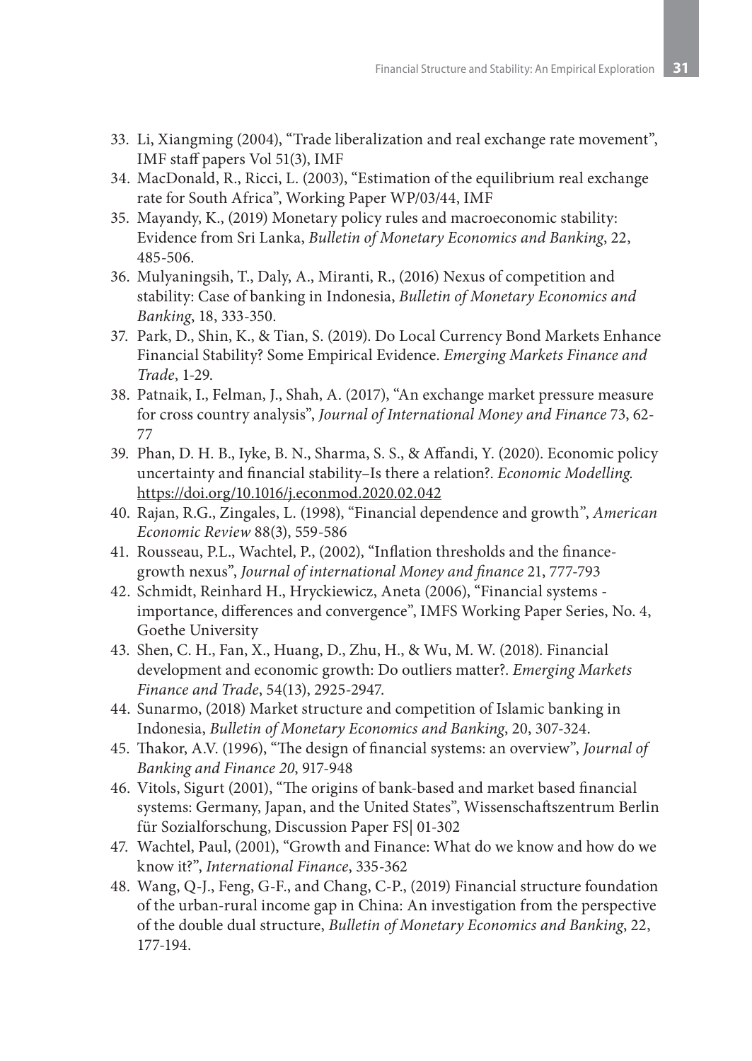33. Li, Xiangming (2004), "Trade liberalization and real exchange rate movement", IMF staff papers Vol 51(3), IMF
34. MacDonald, R., Ricci, L. (2003), "Estimation of the equilibrium real exchange rate for South Africa", Working Paper WP/03/44, IMF
35. Mayandy, K., (2019) Monetary policy rules and macroeconomic stability: Evidence from Sri Lanka, *Bulletin of Monetary Economics and Banking*, 22, 485-506.
36. Mulyaningsih, T., Daly, A., Miranti, R., (2016) Nexus of competition and stability: Case of banking in Indonesia, *Bulletin of Monetary Economics and Banking*, 18, 333-350.
37. Park, D., Shin, K., & Tian, S. (2019). Do Local Currency Bond Markets Enhance Financial Stability? Some Empirical Evidence. *Emerging Markets Finance and Trade*, 1-29.
38. Patnaik, I., Felman, J., Shah, A. (2017), "An exchange market pressure measure for cross country analysis", *Journal of International Money and Finance* 73, 62-77
39. Phan, D. H. B., Iyke, B. N., Sharma, S. S., & Affandi, Y. (2020). Economic policy uncertainty and financial stability–Is there a relation?. *Economic Modelling*. https://doi.org/10.1016/j.econmod.2020.02.042
40. Rajan, R.G., Zingales, L. (1998), "Financial dependence and growth", *American Economic Review* 88(3), 559-586
41. Rousseau, P.L., Wachtel, P., (2002), "Inflation thresholds and the finance-growth nexus", *Journal of international Money and finance* 21, 777-793
42. Schmidt, Reinhard H., Hryckiewicz, Aneta (2006), "Financial systems - importance, differences and convergence", IMFS Working Paper Series, No. 4, Goethe University
43. Shen, C. H., Fan, X., Huang, D., Zhu, H., & Wu, M. W. (2018). Financial development and economic growth: Do outliers matter?. *Emerging Markets Finance and Trade*, 54(13), 2925-2947.
44. Sunarmo, (2018) Market structure and competition of Islamic banking in Indonesia, *Bulletin of Monetary Economics and Banking*, 20, 307-324.
45. Thakor, A.V. (1996), "The design of financial systems: an overview", *Journal of Banking and Finance 20*, 917-948
46. Vitols, Sigurt (2001), "The origins of bank-based and market based financial systems: Germany, Japan, and the United States", Wissenschaftszentrum Berlin für Sozialforschung, Discussion Paper FS| 01-302
47. Wachtel, Paul, (2001), "Growth and Finance: What do we know and how do we know it?", *International Finance*, 335-362
48. Wang, Q-J., Feng, G-F., and Chang, C-P., (2019) Financial structure foundation of the urban-rural income gap in China: An investigation from the perspective of the double dual structure, *Bulletin of Monetary Economics and Banking*, 22, 177-194.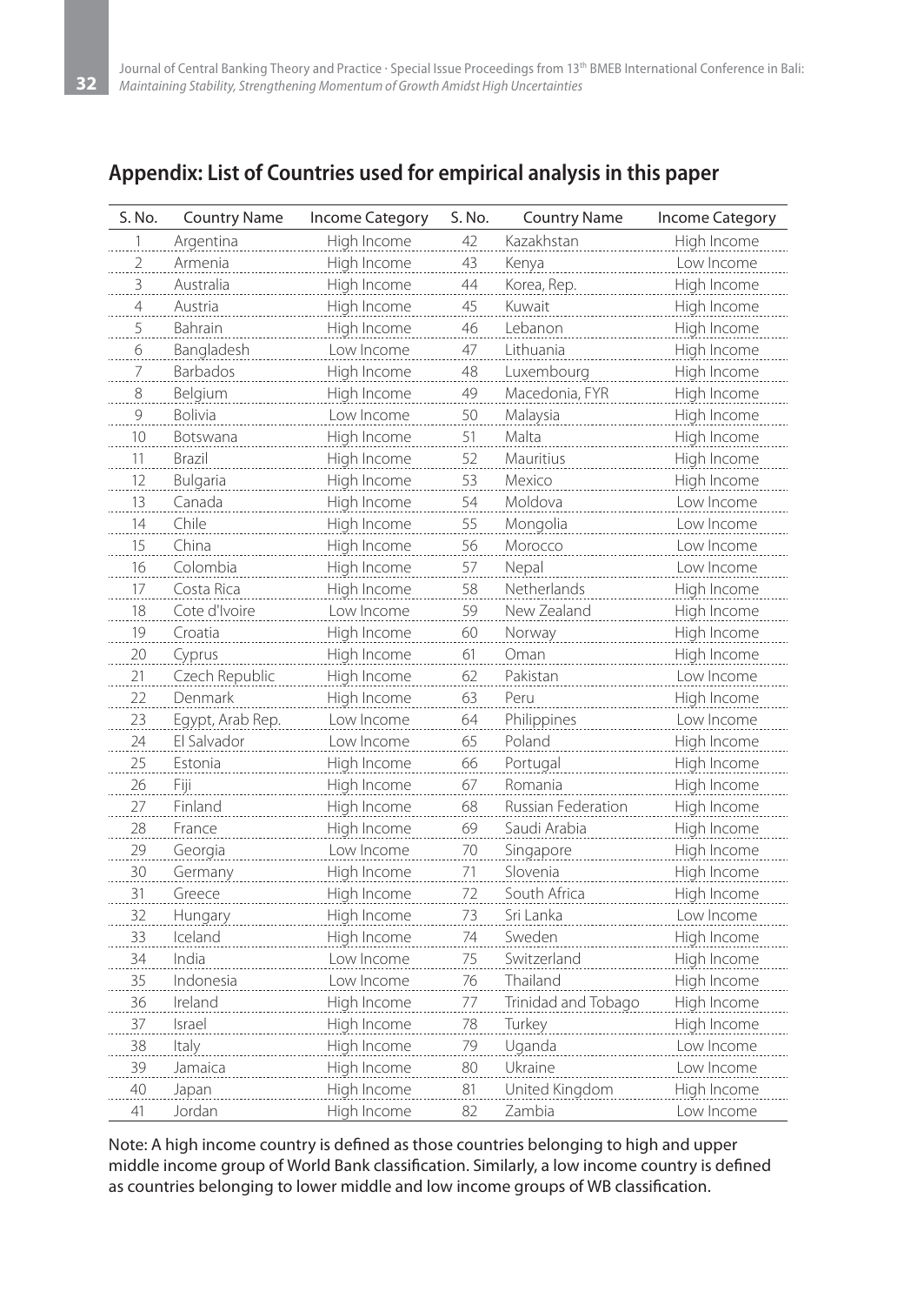## Appendix: List of Countries used for empirical analysis in this paper

| S. No. | Country Name | Income Category | S. No. | Country Name | Income Category |
|---|---|---|---|---|---|
| 1 | Argentina | High Income | 42 | Kazakhstan | High Income |
| 2 | Armenia | High Income | 43 | Kenya | Low Income |
| 3 | Australia | High Income | 44 | Korea, Rep. | High Income |
| 4 | Austria | High Income | 45 | Kuwait | High Income |
| 5 | Bahrain | High Income | 46 | Lebanon | High Income |
| 6 | Bangladesh | Low Income | 47 | Lithuania | High Income |
| 7 | Barbados | High Income | 48 | Luxembourg | High Income |
| 8 | Belgium | High Income | 49 | Macedonia, FYR | High Income |
| 9 | Bolivia | Low Income | 50 | Malaysia | High Income |
| 10 | Botswana | High Income | 51 | Malta | High Income |
| 11 | Brazil | High Income | 52 | Mauritius | High Income |
| 12 | Bulgaria | High Income | 53 | Mexico | High Income |
| 13 | Canada | High Income | 54 | Moldova | Low Income |
| 14 | Chile | High Income | 55 | Mongolia | Low Income |
| 15 | China | High Income | 56 | Morocco | Low Income |
| 16 | Colombia | High Income | 57 | Nepal | Low Income |
| 17 | Costa Rica | High Income | 58 | Netherlands | High Income |
| 18 | Cote d'Ivoire | Low Income | 59 | New Zealand | High Income |
| 19 | Croatia | High Income | 60 | Norway | High Income |
| 20 | Cyprus | High Income | 61 | Oman | High Income |
| 21 | Czech Republic | High Income | 62 | Pakistan | Low Income |
| 22 | Denmark | High Income | 63 | Peru | High Income |
| 23 | Egypt, Arab Rep. | Low Income | 64 | Philippines | Low Income |
| 24 | El Salvador | Low Income | 65 | Poland | High Income |
| 25 | Estonia | High Income | 66 | Portugal | High Income |
| 26 | Fiji | High Income | 67 | Romania | High Income |
| 27 | Finland | High Income | 68 | Russian Federation | High Income |
| 28 | France | High Income | 69 | Saudi Arabia | High Income |
| 29 | Georgia | Low Income | 70 | Singapore | High Income |
| 30 | Germany | High Income | 71 | Slovenia | High Income |
| 31 | Greece | High Income | 72 | South Africa | High Income |
| 32 | Hungary | High Income | 73 | Sri Lanka | Low Income |
| 33 | Iceland | High Income | 74 | Sweden | High Income |
| 34 | India | Low Income | 75 | Switzerland | High Income |
| 35 | Indonesia | Low Income | 76 | Thailand | High Income |
| 36 | Ireland | High Income | 77 | Trinidad and Tobago | High Income |
| 37 | Israel | High Income | 78 | Turkey | High Income |
| 38 | Italy | High Income | 79 | Uganda | Low Income |
| 39 | Jamaica | High Income | 80 | Ukraine | Low Income |
| 40 | Japan | High Income | 81 | United Kingdom | High Income |
| 41 | Jordan | High Income | 82 | Zambia | Low Income |

Note: A high income country is defined as those countries belonging to high and upper middle income group of World Bank classification. Similarly, a low income country is defined as countries belonging to lower middle and low income groups of WB classification.